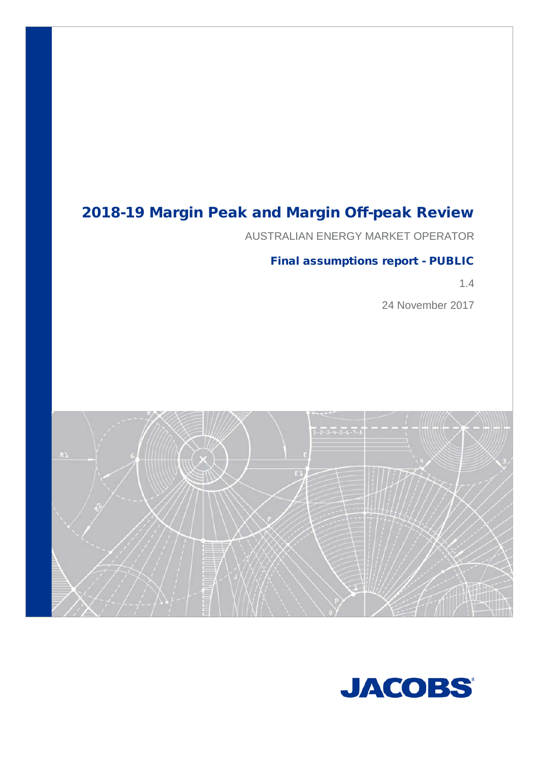# 2018-19 Margin Peak and Margin Off-peak Review

AUSTRALIAN ENERGY MARKET OPERATOR

## Final assumptions report - PUBLIC

1.4

24 November 2017

JACOBS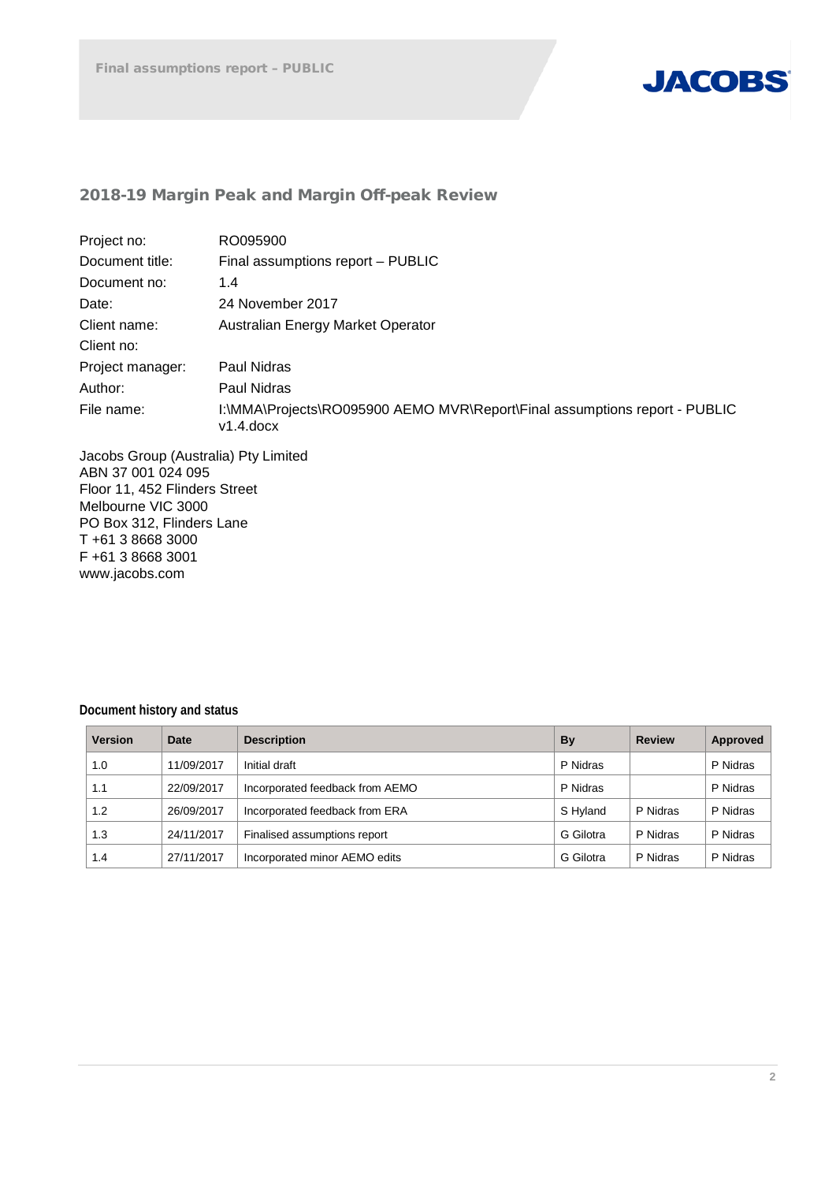## 2018-19 Margin Peak and Margin Off-peak Review

| | |
|---|---|
| Project no: | RO095900 |
| Document title: | Final assumptions report – PUBLIC |
| Document no: | 1.4 |
| Date: | 24 November 2017 |
| Client name: | Australian Energy Market Operator |
| Client no: | |
| Project manager: | Paul Nidras |
| Author: | Paul Nidras |
| File name: | I:\MMA\Projects\RO095900 AEMO MVR\Report\Final assumptions report - PUBLIC v1.4.docx |

Jacobs Group (Australia) Pty Limited
ABN 37 001 024 095
Floor 11, 452 Flinders Street
Melbourne VIC 3000
PO Box 312, Flinders Lane
T +61 3 8668 3000
F +61 3 8668 3001
www.jacobs.com

**Document history and status**

| Version | Date | Description | By | Review | Approved |
|---|---|---|---|---|---|
| 1.0 | 11/09/2017 | Initial draft | P Nidras | | P Nidras |
| 1.1 | 22/09/2017 | Incorporated feedback from AEMO | P Nidras | | P Nidras |
| 1.2 | 26/09/2017 | Incorporated feedback from ERA | S Hyland | P Nidras | P Nidras |
| 1.3 | 24/11/2017 | Finalised assumptions report | G Gilotra | P Nidras | P Nidras |
| 1.4 | 27/11/2017 | Incorporated minor AEMO edits | G Gilotra | P Nidras | P Nidras |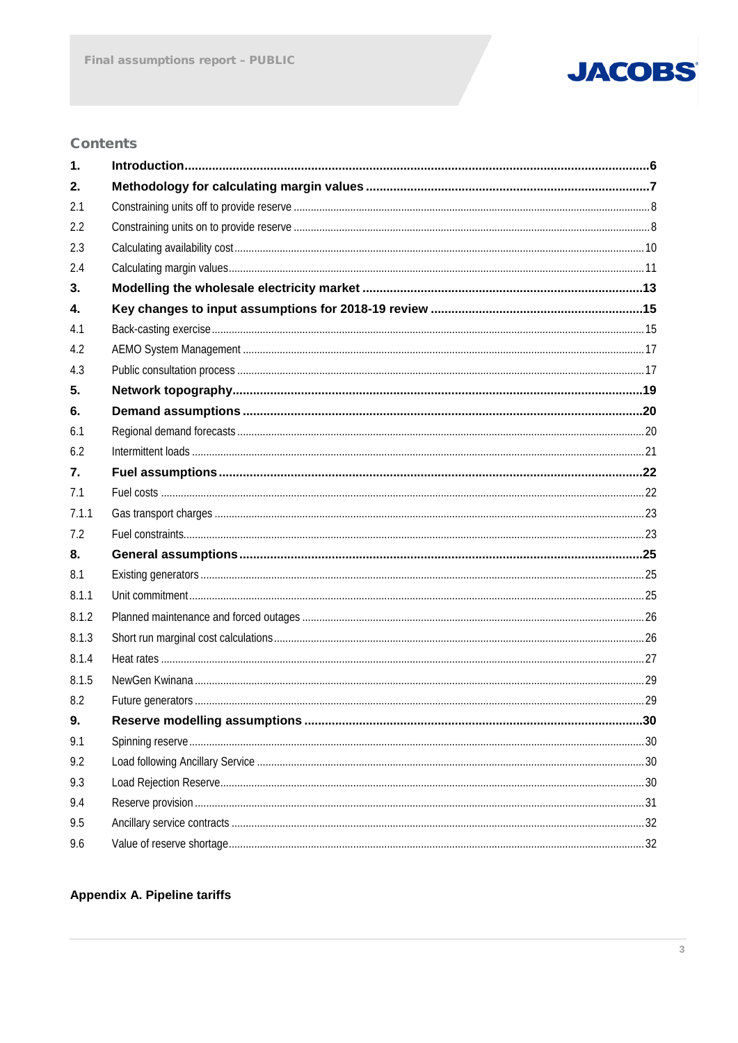## Contents

| | | |
|---|---|---|
| **1.** | **Introduction** | **6** |
| **2.** | **Methodology for calculating margin values** | **7** |
| 2.1 | Constraining units off to provide reserve | 8 |
| 2.2 | Constraining units on to provide reserve | 8 |
| 2.3 | Calculating availability cost | 10 |
| 2.4 | Calculating margin values | 11 |
| **3.** | **Modelling the wholesale electricity market** | **13** |
| **4.** | **Key changes to input assumptions for 2018-19 review** | **15** |
| 4.1 | Back-casting exercise | 15 |
| 4.2 | AEMO System Management | 17 |
| 4.3 | Public consultation process | 17 |
| **5.** | **Network topography** | **19** |
| **6.** | **Demand assumptions** | **20** |
| 6.1 | Regional demand forecasts | 20 |
| 6.2 | Intermittent loads | 21 |
| **7.** | **Fuel assumptions** | **22** |
| 7.1 | Fuel costs | 22 |
| 7.1.1 | Gas transport charges | 23 |
| 7.2 | Fuel constraints | 23 |
| **8.** | **General assumptions** | **25** |
| 8.1 | Existing generators | 25 |
| 8.1.1 | Unit commitment | 25 |
| 8.1.2 | Planned maintenance and forced outages | 26 |
| 8.1.3 | Short run marginal cost calculations | 26 |
| 8.1.4 | Heat rates | 27 |
| 8.1.5 | NewGen Kwinana | 29 |
| 8.2 | Future generators | 29 |
| **9.** | **Reserve modelling assumptions** | **30** |
| 9.1 | Spinning reserve | 30 |
| 9.2 | Load following Ancillary Service | 30 |
| 9.3 | Load Rejection Reserve | 30 |
| 9.4 | Reserve provision | 31 |
| 9.5 | Ancillary service contracts | 32 |
| 9.6 | Value of reserve shortage | 32 |

**Appendix A. Pipeline tariffs**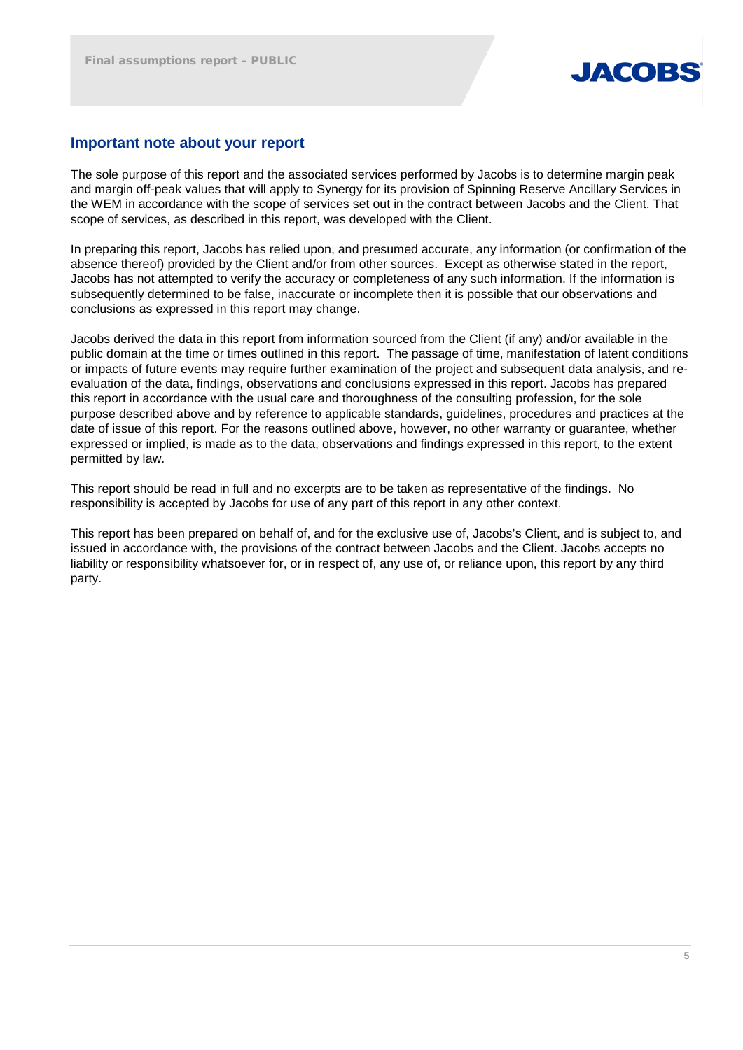## Important note about your report

The sole purpose of this report and the associated services performed by Jacobs is to determine margin peak and margin off-peak values that will apply to Synergy for its provision of Spinning Reserve Ancillary Services in the WEM in accordance with the scope of services set out in the contract between Jacobs and the Client. That scope of services, as described in this report, was developed with the Client.

In preparing this report, Jacobs has relied upon, and presumed accurate, any information (or confirmation of the absence thereof) provided by the Client and/or from other sources. Except as otherwise stated in the report, Jacobs has not attempted to verify the accuracy or completeness of any such information. If the information is subsequently determined to be false, inaccurate or incomplete then it is possible that our observations and conclusions as expressed in this report may change.

Jacobs derived the data in this report from information sourced from the Client (if any) and/or available in the public domain at the time or times outlined in this report. The passage of time, manifestation of latent conditions or impacts of future events may require further examination of the project and subsequent data analysis, and re-evaluation of the data, findings, observations and conclusions expressed in this report. Jacobs has prepared this report in accordance with the usual care and thoroughness of the consulting profession, for the sole purpose described above and by reference to applicable standards, guidelines, procedures and practices at the date of issue of this report. For the reasons outlined above, however, no other warranty or guarantee, whether expressed or implied, is made as to the data, observations and findings expressed in this report, to the extent permitted by law.

This report should be read in full and no excerpts are to be taken as representative of the findings. No responsibility is accepted by Jacobs for use of any part of this report in any other context.

This report has been prepared on behalf of, and for the exclusive use of, Jacobs's Client, and is subject to, and issued in accordance with, the provisions of the contract between Jacobs and the Client. Jacobs accepts no liability or responsibility whatsoever for, or in respect of, any use of, or reliance upon, this report by any third party.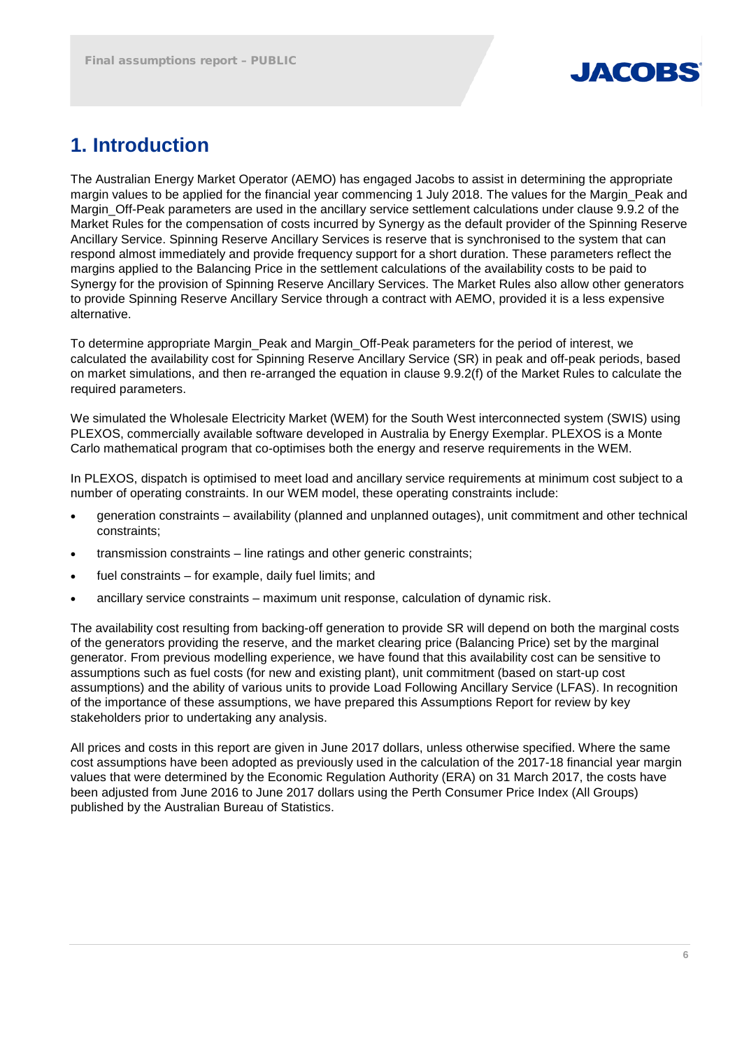# 1. Introduction

The Australian Energy Market Operator (AEMO) has engaged Jacobs to assist in determining the appropriate margin values to be applied for the financial year commencing 1 July 2018. The values for the Margin_Peak and Margin_Off-Peak parameters are used in the ancillary service settlement calculations under clause 9.9.2 of the Market Rules for the compensation of costs incurred by Synergy as the default provider of the Spinning Reserve Ancillary Service. Spinning Reserve Ancillary Services is reserve that is synchronised to the system that can respond almost immediately and provide frequency support for a short duration. These parameters reflect the margins applied to the Balancing Price in the settlement calculations of the availability costs to be paid to Synergy for the provision of Spinning Reserve Ancillary Services. The Market Rules also allow other generators to provide Spinning Reserve Ancillary Service through a contract with AEMO, provided it is a less expensive alternative.

To determine appropriate Margin_Peak and Margin_Off-Peak parameters for the period of interest, we calculated the availability cost for Spinning Reserve Ancillary Service (SR) in peak and off-peak periods, based on market simulations, and then re-arranged the equation in clause 9.9.2(f) of the Market Rules to calculate the required parameters.

We simulated the Wholesale Electricity Market (WEM) for the South West interconnected system (SWIS) using PLEXOS, commercially available software developed in Australia by Energy Exemplar. PLEXOS is a Monte Carlo mathematical program that co-optimises both the energy and reserve requirements in the WEM.

In PLEXOS, dispatch is optimised to meet load and ancillary service requirements at minimum cost subject to a number of operating constraints. In our WEM model, these operating constraints include:

- generation constraints – availability (planned and unplanned outages), unit commitment and other technical constraints;
- transmission constraints – line ratings and other generic constraints;
- fuel constraints – for example, daily fuel limits; and
- ancillary service constraints – maximum unit response, calculation of dynamic risk.

The availability cost resulting from backing-off generation to provide SR will depend on both the marginal costs of the generators providing the reserve, and the market clearing price (Balancing Price) set by the marginal generator. From previous modelling experience, we have found that this availability cost can be sensitive to assumptions such as fuel costs (for new and existing plant), unit commitment (based on start-up cost assumptions) and the ability of various units to provide Load Following Ancillary Service (LFAS). In recognition of the importance of these assumptions, we have prepared this Assumptions Report for review by key stakeholders prior to undertaking any analysis.

All prices and costs in this report are given in June 2017 dollars, unless otherwise specified. Where the same cost assumptions have been adopted as previously used in the calculation of the 2017-18 financial year margin values that were determined by the Economic Regulation Authority (ERA) on 31 March 2017, the costs have been adjusted from June 2016 to June 2017 dollars using the Perth Consumer Price Index (All Groups) published by the Australian Bureau of Statistics.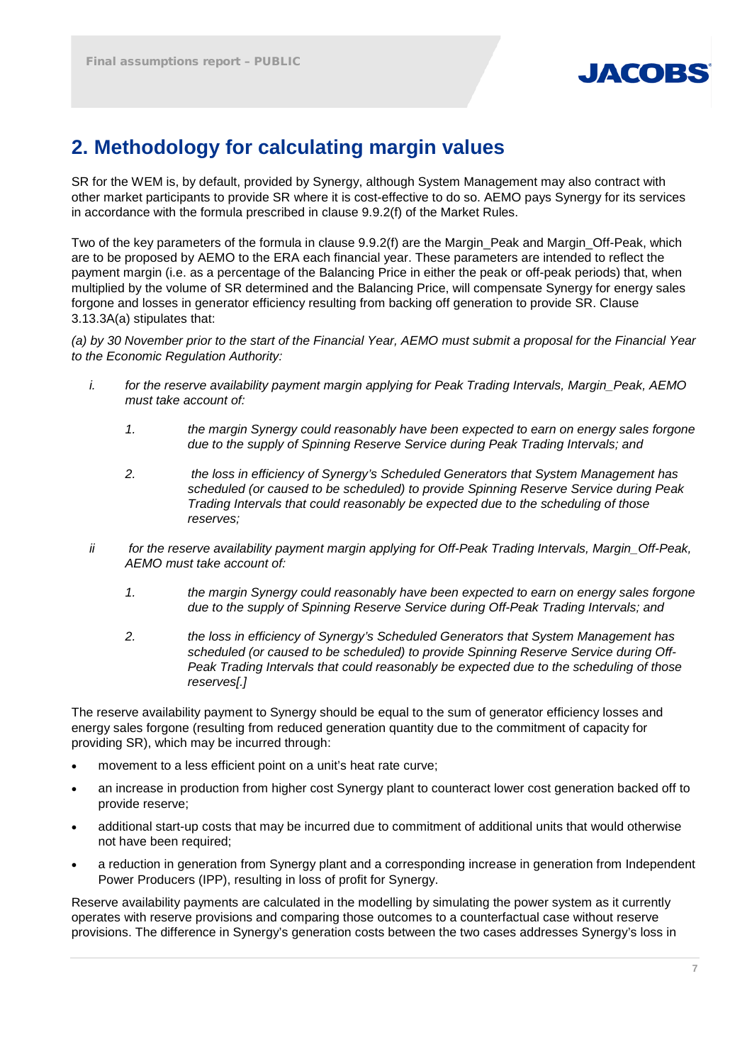## 2. Methodology for calculating margin values

SR for the WEM is, by default, provided by Synergy, although System Management may also contract with other market participants to provide SR where it is cost-effective to do so. AEMO pays Synergy for its services in accordance with the formula prescribed in clause 9.9.2(f) of the Market Rules.

Two of the key parameters of the formula in clause 9.9.2(f) are the Margin_Peak and Margin_Off-Peak, which are to be proposed by AEMO to the ERA each financial year. These parameters are intended to reflect the payment margin (i.e. as a percentage of the Balancing Price in either the peak or off-peak periods) that, when multiplied by the volume of SR determined and the Balancing Price, will compensate Synergy for energy sales forgone and losses in generator efficiency resulting from backing off generation to provide SR. Clause 3.13.3A(a) stipulates that:

*(a) by 30 November prior to the start of the Financial Year, AEMO must submit a proposal for the Financial Year to the Economic Regulation Authority:*

*i. for the reserve availability payment margin applying for Peak Trading Intervals, Margin_Peak, AEMO must take account of:*

*1. the margin Synergy could reasonably have been expected to earn on energy sales forgone due to the supply of Spinning Reserve Service during Peak Trading Intervals; and*

*2. the loss in efficiency of Synergy's Scheduled Generators that System Management has scheduled (or caused to be scheduled) to provide Spinning Reserve Service during Peak Trading Intervals that could reasonably be expected due to the scheduling of those reserves;*

*ii for the reserve availability payment margin applying for Off-Peak Trading Intervals, Margin_Off-Peak, AEMO must take account of:*

*1. the margin Synergy could reasonably have been expected to earn on energy sales forgone due to the supply of Spinning Reserve Service during Off-Peak Trading Intervals; and*

*2. the loss in efficiency of Synergy's Scheduled Generators that System Management has scheduled (or caused to be scheduled) to provide Spinning Reserve Service during Off-Peak Trading Intervals that could reasonably be expected due to the scheduling of those reserves[.]*

The reserve availability payment to Synergy should be equal to the sum of generator efficiency losses and energy sales forgone (resulting from reduced generation quantity due to the commitment of capacity for providing SR), which may be incurred through:

- movement to a less efficient point on a unit's heat rate curve;
- an increase in production from higher cost Synergy plant to counteract lower cost generation backed off to provide reserve;
- additional start-up costs that may be incurred due to commitment of additional units that would otherwise not have been required;
- a reduction in generation from Synergy plant and a corresponding increase in generation from Independent Power Producers (IPP), resulting in loss of profit for Synergy.

Reserve availability payments are calculated in the modelling by simulating the power system as it currently operates with reserve provisions and comparing those outcomes to a counterfactual case without reserve provisions. The difference in Synergy's generation costs between the two cases addresses Synergy's loss in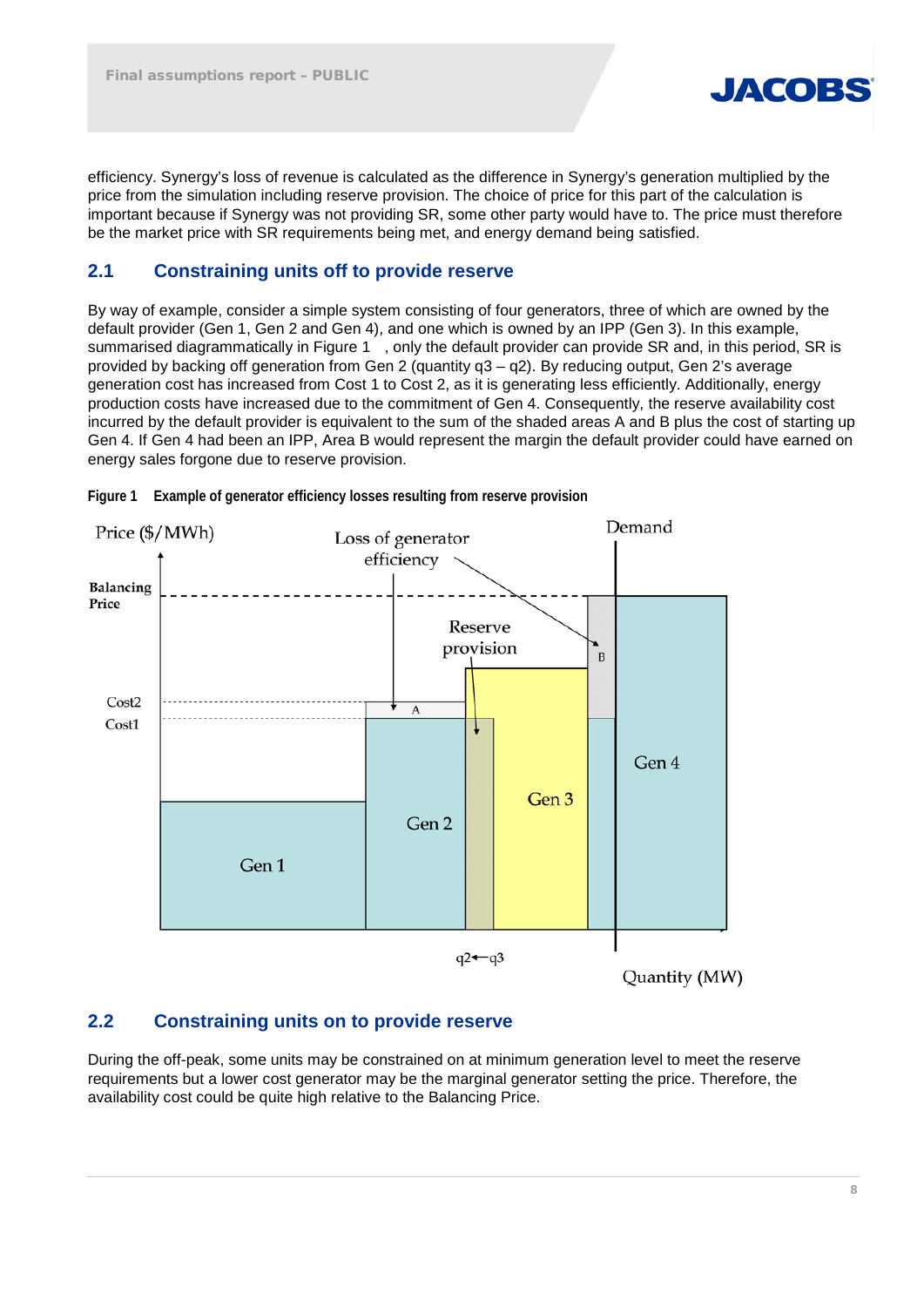efficiency. Synergy's loss of revenue is calculated as the difference in Synergy's generation multiplied by the price from the simulation including reserve provision. The choice of price for this part of the calculation is important because if Synergy was not providing SR, some other party would have to. The price must therefore be the market price with SR requirements being met, and energy demand being satisfied.

## 2.1 Constraining units off to provide reserve

By way of example, consider a simple system consisting of four generators, three of which are owned by the default provider (Gen 1, Gen 2 and Gen 4), and one which is owned by an IPP (Gen 3). In this example, summarised diagrammatically in Figure 1 , only the default provider can provide SR and, in this period, SR is provided by backing off generation from Gen 2 (quantity q3 – q2). By reducing output, Gen 2's average generation cost has increased from Cost 1 to Cost 2, as it is generating less efficiently. Additionally, energy production costs have increased due to the commitment of Gen 4. Consequently, the reserve availability cost incurred by the default provider is equivalent to the sum of the shaded areas A and B plus the cost of starting up Gen 4. If Gen 4 had been an IPP, Area B would represent the margin the default provider could have earned on energy sales forgone due to reserve provision.

**Figure 1 Example of generator efficiency losses resulting from reserve provision**

Price ($/MWh)
Balancing Price
Cost2
Cost1
Loss of generator efficiency
Reserve provision
Demand
A
B
Gen 1
Gen 2
Gen 3
Gen 4
q2←q3
Quantity (MW)

## 2.2 Constraining units on to provide reserve

During the off-peak, some units may be constrained on at minimum generation level to meet the reserve requirements but a lower cost generator may be the marginal generator setting the price. Therefore, the availability cost could be quite high relative to the Balancing Price.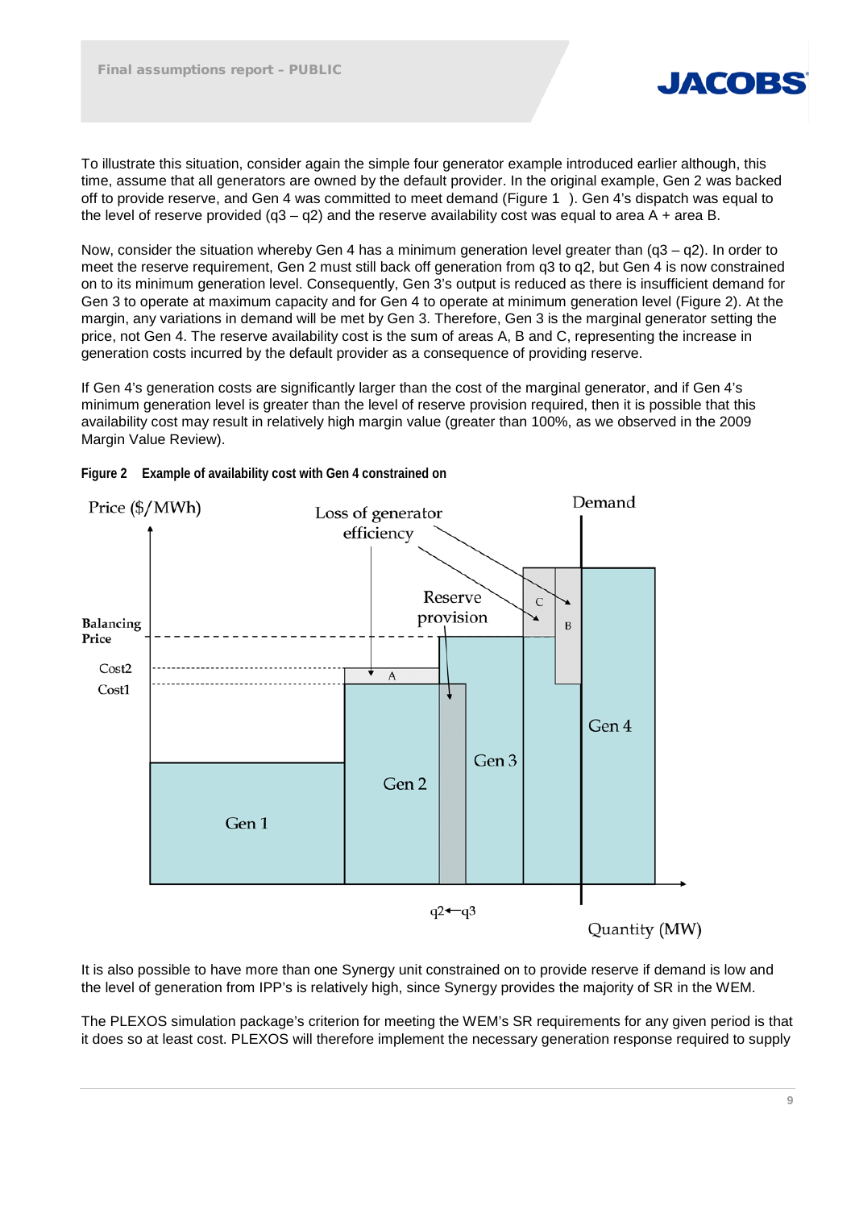To illustrate this situation, consider again the simple four generator example introduced earlier although, this time, assume that all generators are owned by the default provider. In the original example, Gen 2 was backed off to provide reserve, and Gen 4 was committed to meet demand (Figure 1 ). Gen 4's dispatch was equal to the level of reserve provided (q3 – q2) and the reserve availability cost was equal to area A + area B.

Now, consider the situation whereby Gen 4 has a minimum generation level greater than (q3 – q2). In order to meet the reserve requirement, Gen 2 must still back off generation from q3 to q2, but Gen 4 is now constrained on to its minimum generation level. Consequently, Gen 3's output is reduced as there is insufficient demand for Gen 3 to operate at maximum capacity and for Gen 4 to operate at minimum generation level (Figure 2). At the margin, any variations in demand will be met by Gen 3. Therefore, Gen 3 is the marginal generator setting the price, not Gen 4. The reserve availability cost is the sum of areas A, B and C, representing the increase in generation costs incurred by the default provider as a consequence of providing reserve.

If Gen 4's generation costs are significantly larger than the cost of the marginal generator, and if Gen 4's minimum generation level is greater than the level of reserve provision required, then it is possible that this availability cost may result in relatively high margin value (greater than 100%, as we observed in the 2009 Margin Value Review).

**Figure 2 Example of availability cost with Gen 4 constrained on**

Price ($/MWh)
Loss of generator efficiency
Demand
Reserve provision
C
B
Balancing Price
Cost2
Cost1
A
Gen 4
Gen 3
Gen 2
Gen 1
q2←q3
Quantity (MW)

It is also possible to have more than one Synergy unit constrained on to provide reserve if demand is low and the level of generation from IPP's is relatively high, since Synergy provides the majority of SR in the WEM.

The PLEXOS simulation package's criterion for meeting the WEM's SR requirements for any given period is that it does so at least cost. PLEXOS will therefore implement the necessary generation response required to supply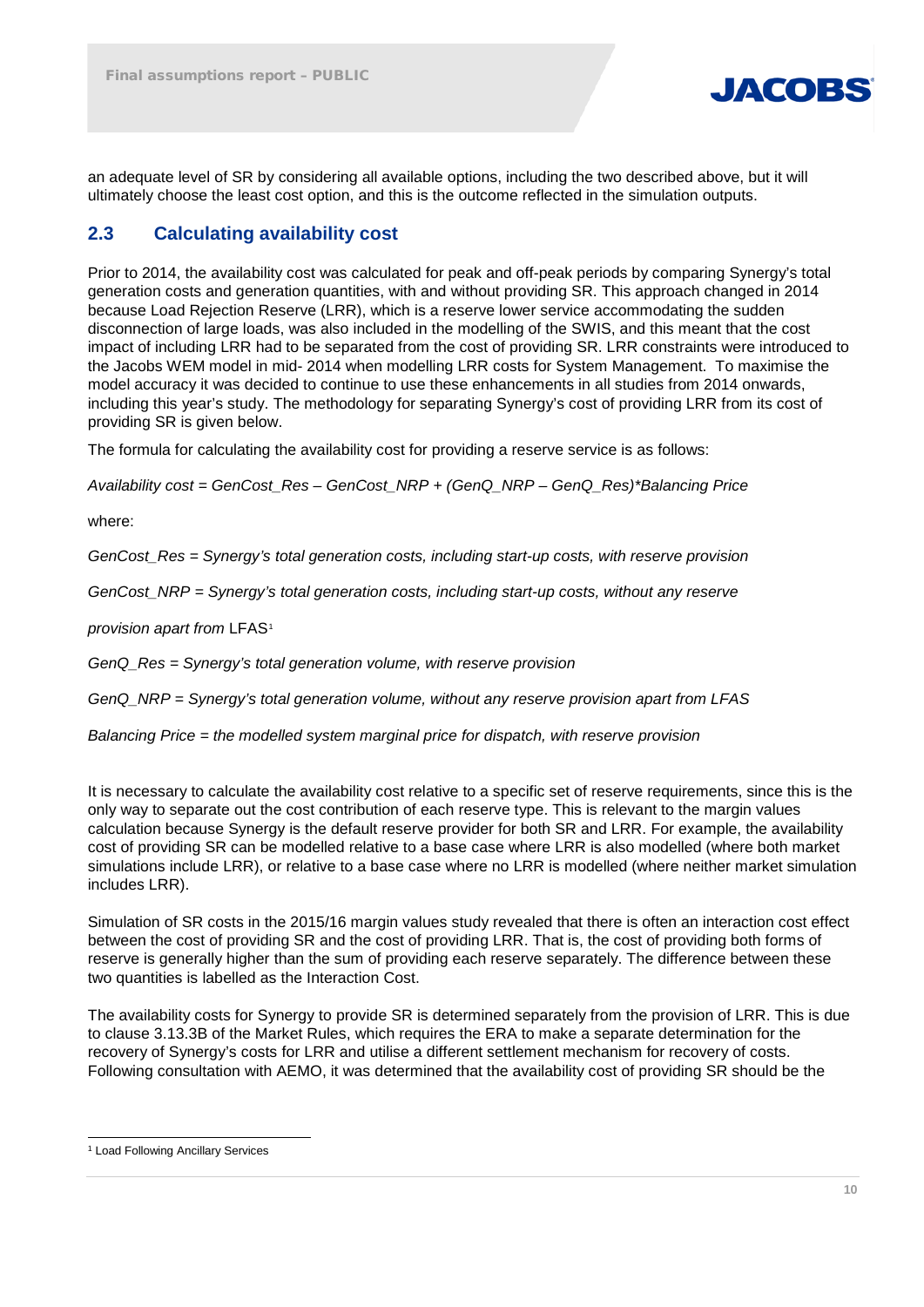an adequate level of SR by considering all available options, including the two described above, but it will ultimately choose the least cost option, and this is the outcome reflected in the simulation outputs.

## 2.3 Calculating availability cost

Prior to 2014, the availability cost was calculated for peak and off-peak periods by comparing Synergy's total generation costs and generation quantities, with and without providing SR. This approach changed in 2014 because Load Rejection Reserve (LRR), which is a reserve lower service accommodating the sudden disconnection of large loads, was also included in the modelling of the SWIS, and this meant that the cost impact of including LRR had to be separated from the cost of providing SR. LRR constraints were introduced to the Jacobs WEM model in mid- 2014 when modelling LRR costs for System Management. To maximise the model accuracy it was decided to continue to use these enhancements in all studies from 2014 onwards, including this year's study. The methodology for separating Synergy's cost of providing LRR from its cost of providing SR is given below.

The formula for calculating the availability cost for providing a reserve service is as follows:

*Availability cost = GenCost_Res – GenCost_NRP + (GenQ_NRP – GenQ_Res)*Balancing Price*

where:

*GenCost_Res = Synergy's total generation costs, including start-up costs, with reserve provision*

*GenCost_NRP = Synergy's total generation costs, including start-up costs, without any reserve*

*provision apart from* LFAS[1]

*GenQ_Res = Synergy's total generation volume, with reserve provision*

*GenQ_NRP = Synergy's total generation volume, without any reserve provision apart from LFAS*

*Balancing Price = the modelled system marginal price for dispatch, with reserve provision*

It is necessary to calculate the availability cost relative to a specific set of reserve requirements, since this is the only way to separate out the cost contribution of each reserve type. This is relevant to the margin values calculation because Synergy is the default reserve provider for both SR and LRR. For example, the availability cost of providing SR can be modelled relative to a base case where LRR is also modelled (where both market simulations include LRR), or relative to a base case where no LRR is modelled (where neither market simulation includes LRR).

Simulation of SR costs in the 2015/16 margin values study revealed that there is often an interaction cost effect between the cost of providing SR and the cost of providing LRR. That is, the cost of providing both forms of reserve is generally higher than the sum of providing each reserve separately. The difference between these two quantities is labelled as the Interaction Cost.

The availability costs for Synergy to provide SR is determined separately from the provision of LRR. This is due to clause 3.13.3B of the Market Rules, which requires the ERA to make a separate determination for the recovery of Synergy's costs for LRR and utilise a different settlement mechanism for recovery of costs. Following consultation with AEMO, it was determined that the availability cost of providing SR should be the

[1] Load Following Ancillary Services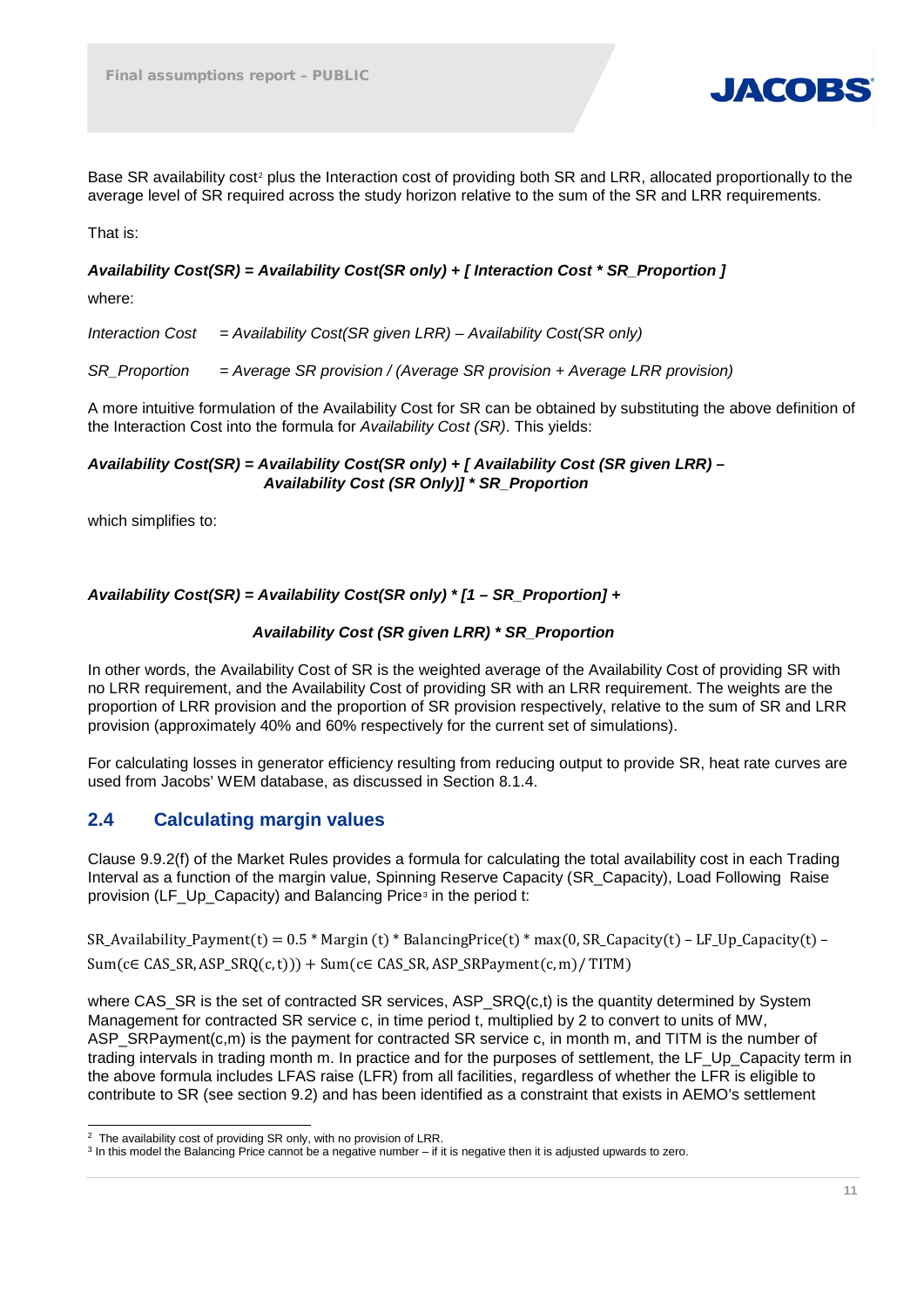Base SR availability cost[2] plus the Interaction cost of providing both SR and LRR, allocated proportionally to the average level of SR required across the study horizon relative to the sum of the SR and LRR requirements.

That is:

***Availability Cost(SR) = Availability Cost(SR only) + [ Interaction Cost * SR_Proportion ]***

where:

*Interaction Cost* = *Availability Cost(SR given LRR) – Availability Cost(SR only)*

*SR_Proportion* = *Average SR provision / (Average SR provision + Average LRR provision)*

A more intuitive formulation of the Availability Cost for SR can be obtained by substituting the above definition of the Interaction Cost into the formula for *Availability Cost (SR)*. This yields:

***Availability Cost(SR) = Availability Cost(SR only) + [ Availability Cost (SR given LRR) – Availability Cost (SR Only)] * SR_Proportion***

which simplifies to:

***Availability Cost(SR) = Availability Cost(SR only) * [1 – SR_Proportion] +***

***Availability Cost (SR given LRR) * SR_Proportion***

In other words, the Availability Cost of SR is the weighted average of the Availability Cost of providing SR with no LRR requirement, and the Availability Cost of providing SR with an LRR requirement. The weights are the proportion of LRR provision and the proportion of SR provision respectively, relative to the sum of SR and LRR provision (approximately 40% and 60% respectively for the current set of simulations).

For calculating losses in generator efficiency resulting from reducing output to provide SR, heat rate curves are used from Jacobs' WEM database, as discussed in Section 8.1.4.

## 2.4 Calculating margin values

Clause 9.9.2(f) of the Market Rules provides a formula for calculating the total availability cost in each Trading Interval as a function of the margin value, Spinning Reserve Capacity (SR_Capacity), Load Following Raise provision (LF_Up_Capacity) and Balancing Price[3] in the period t:

$$\text{SR\_Availability\_Payment}(t) = 0.5 * \text{Margin}(t) * \text{BalancingPrice}(t) * \max(0, \text{SR\_Capacity}(t) - \text{LF\_Up\_Capacity}(t) - \text{Sum}(c \in \text{CAS\_SR}, \text{ASP\_SRQ}(c,t))) + \text{Sum}(c \in \text{CAS\_SR}, \text{ASP\_SRPayment}(c,m) / \text{TITM})$$

where CAS_SR is the set of contracted SR services, ASP_SRQ(c,t) is the quantity determined by System Management for contracted SR service c, in time period t, multiplied by 2 to convert to units of MW, ASP_SRPayment(c,m) is the payment for contracted SR service c, in month m, and TITM is the number of trading intervals in trading month m. In practice and for the purposes of settlement, the LF_Up_Capacity term in the above formula includes LFAS raise (LFR) from all facilities, regardless of whether the LFR is eligible to contribute to SR (see section 9.2) and has been identified as a constraint that exists in AEMO's settlement

[2] The availability cost of providing SR only, with no provision of LRR.

[3] In this model the Balancing Price cannot be a negative number – if it is negative then it is adjusted upwards to zero.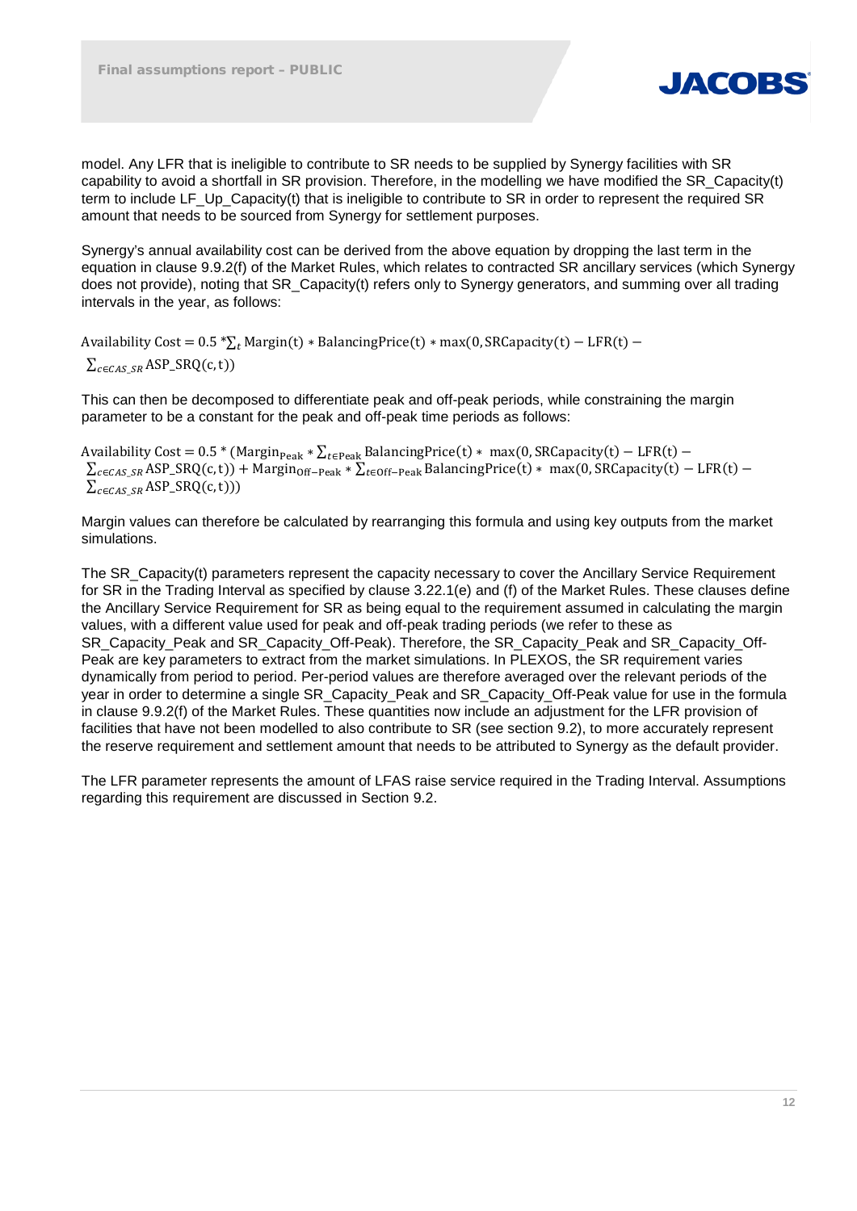model. Any LFR that is ineligible to contribute to SR needs to be supplied by Synergy facilities with SR capability to avoid a shortfall in SR provision. Therefore, in the modelling we have modified the SR_Capacity(t) term to include LF_Up_Capacity(t) that is ineligible to contribute to SR in order to represent the required SR amount that needs to be sourced from Synergy for settlement purposes.

Synergy's annual availability cost can be derived from the above equation by dropping the last term in the equation in clause 9.9.2(f) of the Market Rules, which relates to contracted SR ancillary services (which Synergy does not provide), noting that SR_Capacity(t) refers only to Synergy generators, and summing over all trading intervals in the year, as follows:

$$\text{Availability Cost} = 0.5 * \sum_t \text{Margin}(t) * \text{BalancingPrice}(t) * \max(0, \text{SRCapacity}(t) - \text{LFR}(t) - \sum_{c \in CAS\_SR} \text{ASP\_SRQ}(c,t))$$

This can then be decomposed to differentiate peak and off-peak periods, while constraining the margin parameter to be a constant for the peak and off-peak time periods as follows:

$$\text{Availability Cost} = 0.5 * (\text{Margin}_{\text{Peak}} * \sum_{t \in \text{Peak}} \text{BalancingPrice}(t) * \max(0, \text{SRCapacity}(t) - \text{LFR}(t) - \sum_{c \in CAS\_SR} \text{ASP\_SRQ}(c,t)) + \text{Margin}_{\text{Off-Peak}} * \sum_{t \in \text{Off-Peak}} \text{BalancingPrice}(t) * \max(0, \text{SRCapacity}(t) - \text{LFR}(t) - \sum_{c \in CAS\_SR} \text{ASP\_SRQ}(c,t)))$$

Margin values can therefore be calculated by rearranging this formula and using key outputs from the market simulations.

The SR_Capacity(t) parameters represent the capacity necessary to cover the Ancillary Service Requirement for SR in the Trading Interval as specified by clause 3.22.1(e) and (f) of the Market Rules. These clauses define the Ancillary Service Requirement for SR as being equal to the requirement assumed in calculating the margin values, with a different value used for peak and off-peak trading periods (we refer to these as SR_Capacity_Peak and SR_Capacity_Off-Peak). Therefore, the SR_Capacity_Peak and SR_Capacity_Off-Peak are key parameters to extract from the market simulations. In PLEXOS, the SR requirement varies dynamically from period to period. Per-period values are therefore averaged over the relevant periods of the year in order to determine a single SR_Capacity_Peak and SR_Capacity_Off-Peak value for use in the formula in clause 9.9.2(f) of the Market Rules. These quantities now include an adjustment for the LFR provision of facilities that have not been modelled to also contribute to SR (see section 9.2), to more accurately represent the reserve requirement and settlement amount that needs to be attributed to Synergy as the default provider.

The LFR parameter represents the amount of LFAS raise service required in the Trading Interval. Assumptions regarding this requirement are discussed in Section 9.2.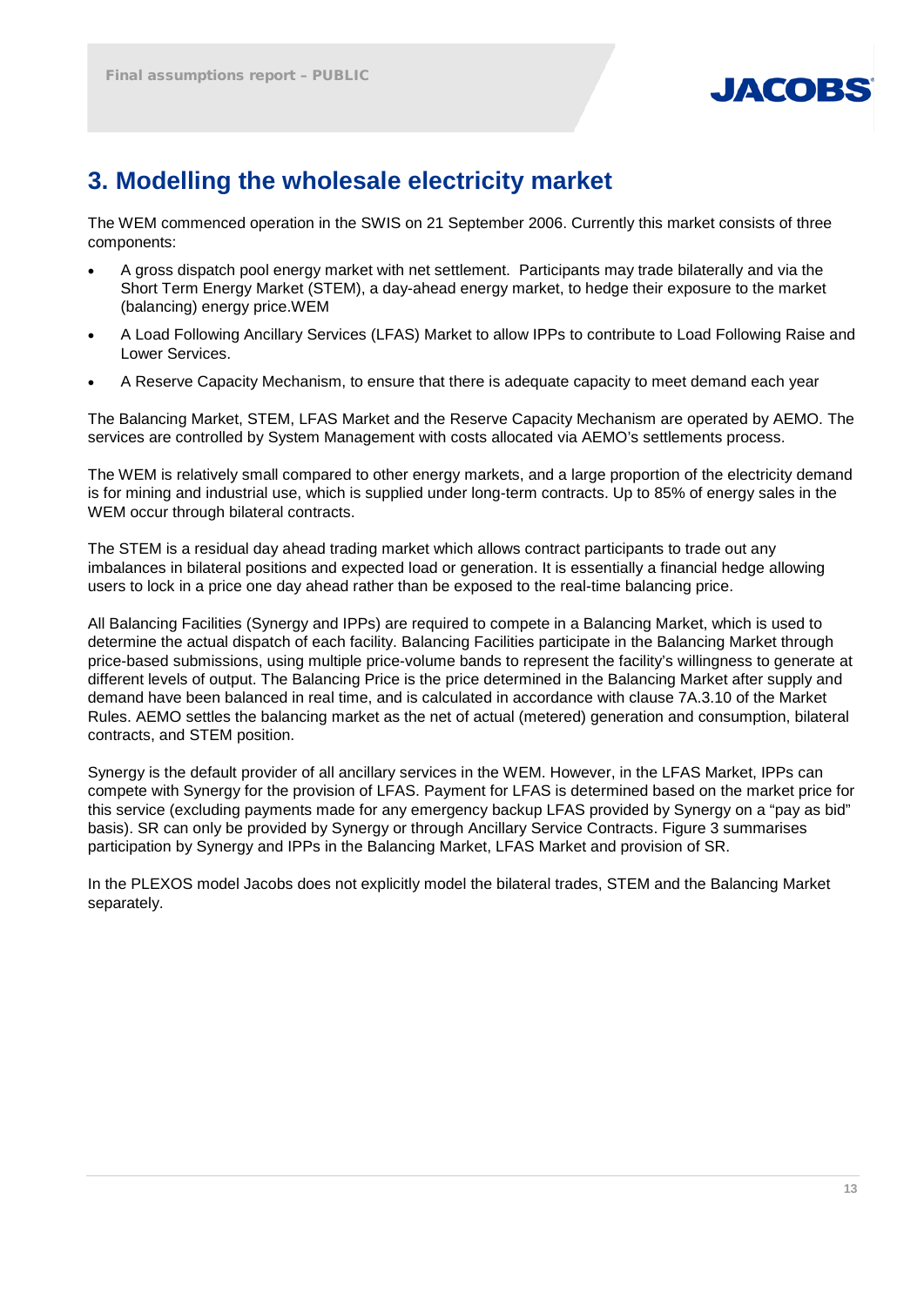# 3. Modelling the wholesale electricity market

The WEM commenced operation in the SWIS on 21 September 2006. Currently this market consists of three components:

- A gross dispatch pool energy market with net settlement. Participants may trade bilaterally and via the Short Term Energy Market (STEM), a day-ahead energy market, to hedge their exposure to the market (balancing) energy price.WEM
- A Load Following Ancillary Services (LFAS) Market to allow IPPs to contribute to Load Following Raise and Lower Services.
- A Reserve Capacity Mechanism, to ensure that there is adequate capacity to meet demand each year

The Balancing Market, STEM, LFAS Market and the Reserve Capacity Mechanism are operated by AEMO. The services are controlled by System Management with costs allocated via AEMO's settlements process.

The WEM is relatively small compared to other energy markets, and a large proportion of the electricity demand is for mining and industrial use, which is supplied under long-term contracts. Up to 85% of energy sales in the WEM occur through bilateral contracts.

The STEM is a residual day ahead trading market which allows contract participants to trade out any imbalances in bilateral positions and expected load or generation. It is essentially a financial hedge allowing users to lock in a price one day ahead rather than be exposed to the real-time balancing price.

All Balancing Facilities (Synergy and IPPs) are required to compete in a Balancing Market, which is used to determine the actual dispatch of each facility. Balancing Facilities participate in the Balancing Market through price-based submissions, using multiple price-volume bands to represent the facility's willingness to generate at different levels of output. The Balancing Price is the price determined in the Balancing Market after supply and demand have been balanced in real time, and is calculated in accordance with clause 7A.3.10 of the Market Rules. AEMO settles the balancing market as the net of actual (metered) generation and consumption, bilateral contracts, and STEM position.

Synergy is the default provider of all ancillary services in the WEM. However, in the LFAS Market, IPPs can compete with Synergy for the provision of LFAS. Payment for LFAS is determined based on the market price for this service (excluding payments made for any emergency backup LFAS provided by Synergy on a "pay as bid" basis). SR can only be provided by Synergy or through Ancillary Service Contracts. Figure 3 summarises participation by Synergy and IPPs in the Balancing Market, LFAS Market and provision of SR.

In the PLEXOS model Jacobs does not explicitly model the bilateral trades, STEM and the Balancing Market separately.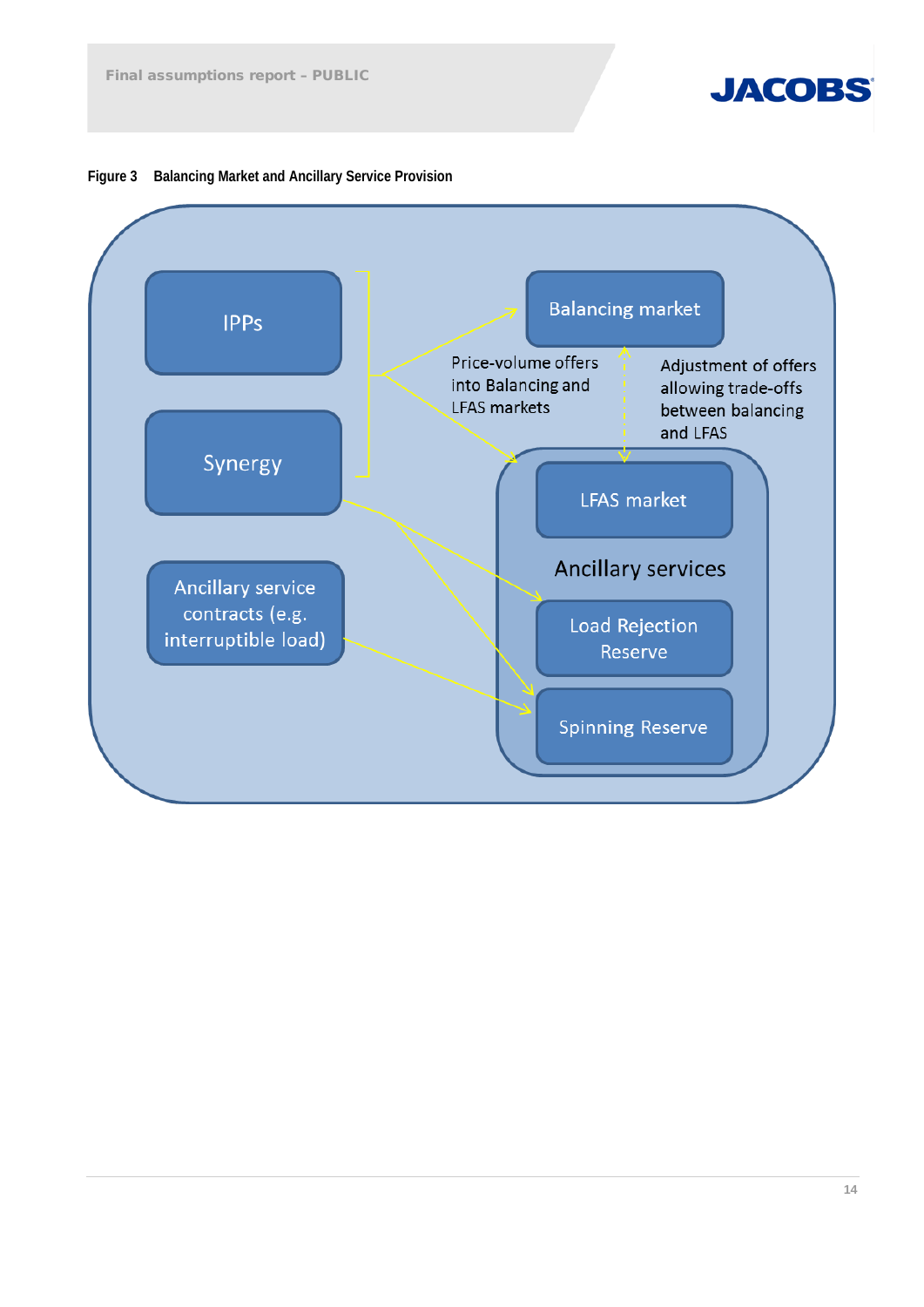Figure 3 Balancing Market and Ancillary Service Provision

IPPs

Synergy

Ancillary service contracts (e.g. interruptible load)

Balancing market

Price-volume offers into Balancing and LFAS markets

Adjustment of offers allowing trade-offs between balancing and LFAS

LFAS market

Ancillary services

Load Rejection Reserve

Spinning Reserve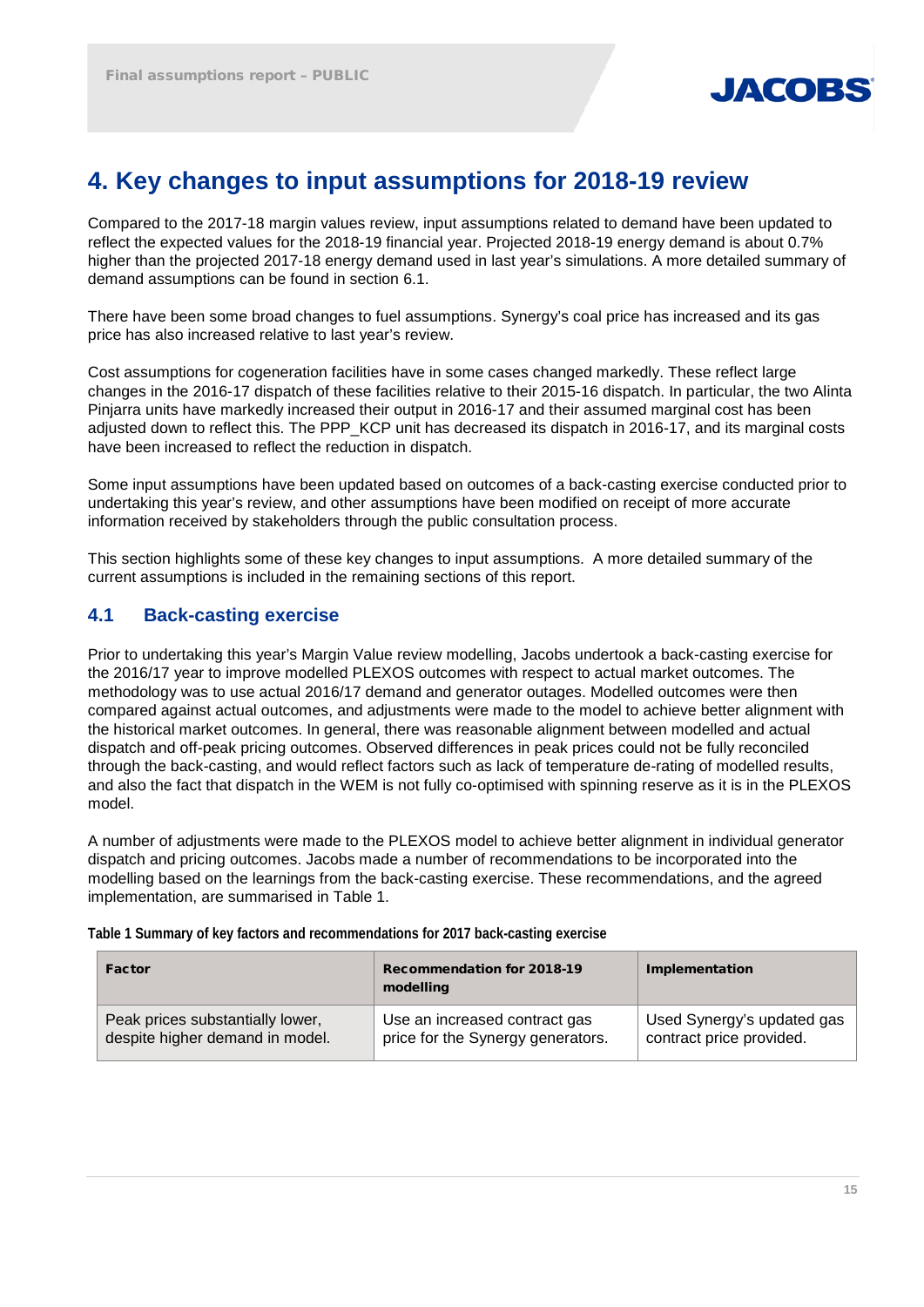# 4. Key changes to input assumptions for 2018-19 review

Compared to the 2017-18 margin values review, input assumptions related to demand have been updated to reflect the expected values for the 2018-19 financial year. Projected 2018-19 energy demand is about 0.7% higher than the projected 2017-18 energy demand used in last year's simulations. A more detailed summary of demand assumptions can be found in section 6.1.

There have been some broad changes to fuel assumptions. Synergy's coal price has increased and its gas price has also increased relative to last year's review.

Cost assumptions for cogeneration facilities have in some cases changed markedly. These reflect large changes in the 2016-17 dispatch of these facilities relative to their 2015-16 dispatch. In particular, the two Alinta Pinjarra units have markedly increased their output in 2016-17 and their assumed marginal cost has been adjusted down to reflect this. The PPP_KCP unit has decreased its dispatch in 2016-17, and its marginal costs have been increased to reflect the reduction in dispatch.

Some input assumptions have been updated based on outcomes of a back-casting exercise conducted prior to undertaking this year's review, and other assumptions have been modified on receipt of more accurate information received by stakeholders through the public consultation process.

This section highlights some of these key changes to input assumptions. A more detailed summary of the current assumptions is included in the remaining sections of this report.

## 4.1 Back-casting exercise

Prior to undertaking this year's Margin Value review modelling, Jacobs undertook a back-casting exercise for the 2016/17 year to improve modelled PLEXOS outcomes with respect to actual market outcomes. The methodology was to use actual 2016/17 demand and generator outages. Modelled outcomes were then compared against actual outcomes, and adjustments were made to the model to achieve better alignment with the historical market outcomes. In general, there was reasonable alignment between modelled and actual dispatch and off-peak pricing outcomes. Observed differences in peak prices could not be fully reconciled through the back-casting, and would reflect factors such as lack of temperature de-rating of modelled results, and also the fact that dispatch in the WEM is not fully co-optimised with spinning reserve as it is in the PLEXOS model.

A number of adjustments were made to the PLEXOS model to achieve better alignment in individual generator dispatch and pricing outcomes. Jacobs made a number of recommendations to be incorporated into the modelling based on the learnings from the back-casting exercise. These recommendations, and the agreed implementation, are summarised in Table 1.

**Table 1 Summary of key factors and recommendations for 2017 back-casting exercise**

| Factor | Recommendation for 2018-19 modelling | Implementation |
|---|---|---|
| Peak prices substantially lower, despite higher demand in model. | Use an increased contract gas price for the Synergy generators. | Used Synergy's updated gas contract price provided. |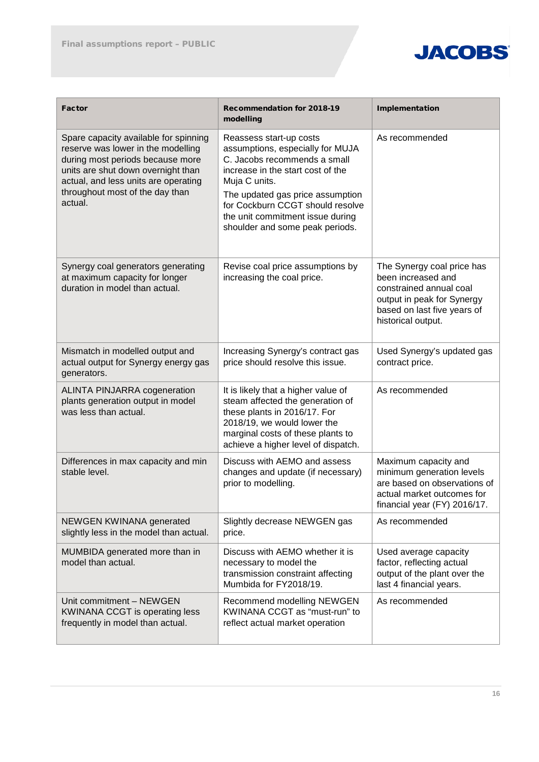| Factor | Recommendation for 2018-19 modelling | Implementation |
|---|---|---|
| Spare capacity available for spinning reserve was lower in the modelling during most periods because more units are shut down overnight than actual, and less units are operating throughout most of the day than actual. | Reassess start-up costs assumptions, especially for MUJA C. Jacobs recommends a small increase in the start cost of the Muja C units. The updated gas price assumption for Cockburn CCGT should resolve the unit commitment issue during shoulder and some peak periods. | As recommended |
| Synergy coal generators generating at maximum capacity for longer duration in model than actual. | Revise coal price assumptions by increasing the coal price. | The Synergy coal price has been increased and constrained annual coal output in peak for Synergy based on last five years of historical output. |
| Mismatch in modelled output and actual output for Synergy energy gas generators. | Increasing Synergy's contract gas price should resolve this issue. | Used Synergy's updated gas contract price. |
| ALINTA PINJARRA cogeneration plants generation output in model was less than actual. | It is likely that a higher value of steam affected the generation of these plants in 2016/17. For 2018/19, we would lower the marginal costs of these plants to achieve a higher level of dispatch. | As recommended |
| Differences in max capacity and min stable level. | Discuss with AEMO and assess changes and update (if necessary) prior to modelling. | Maximum capacity and minimum generation levels are based on observations of actual market outcomes for financial year (FY) 2016/17. |
| NEWGEN KWINANA generated slightly less in the model than actual. | Slightly decrease NEWGEN gas price. | As recommended |
| MUMBIDA generated more than in model than actual. | Discuss with AEMO whether it is necessary to model the transmission constraint affecting Mumbida for FY2018/19. | Used average capacity factor, reflecting actual output of the plant over the last 4 financial years. |
| Unit commitment – NEWGEN KWINANA CCGT is operating less frequently in model than actual. | Recommend modelling NEWGEN KWINANA CCGT as "must-run" to reflect actual market operation | As recommended |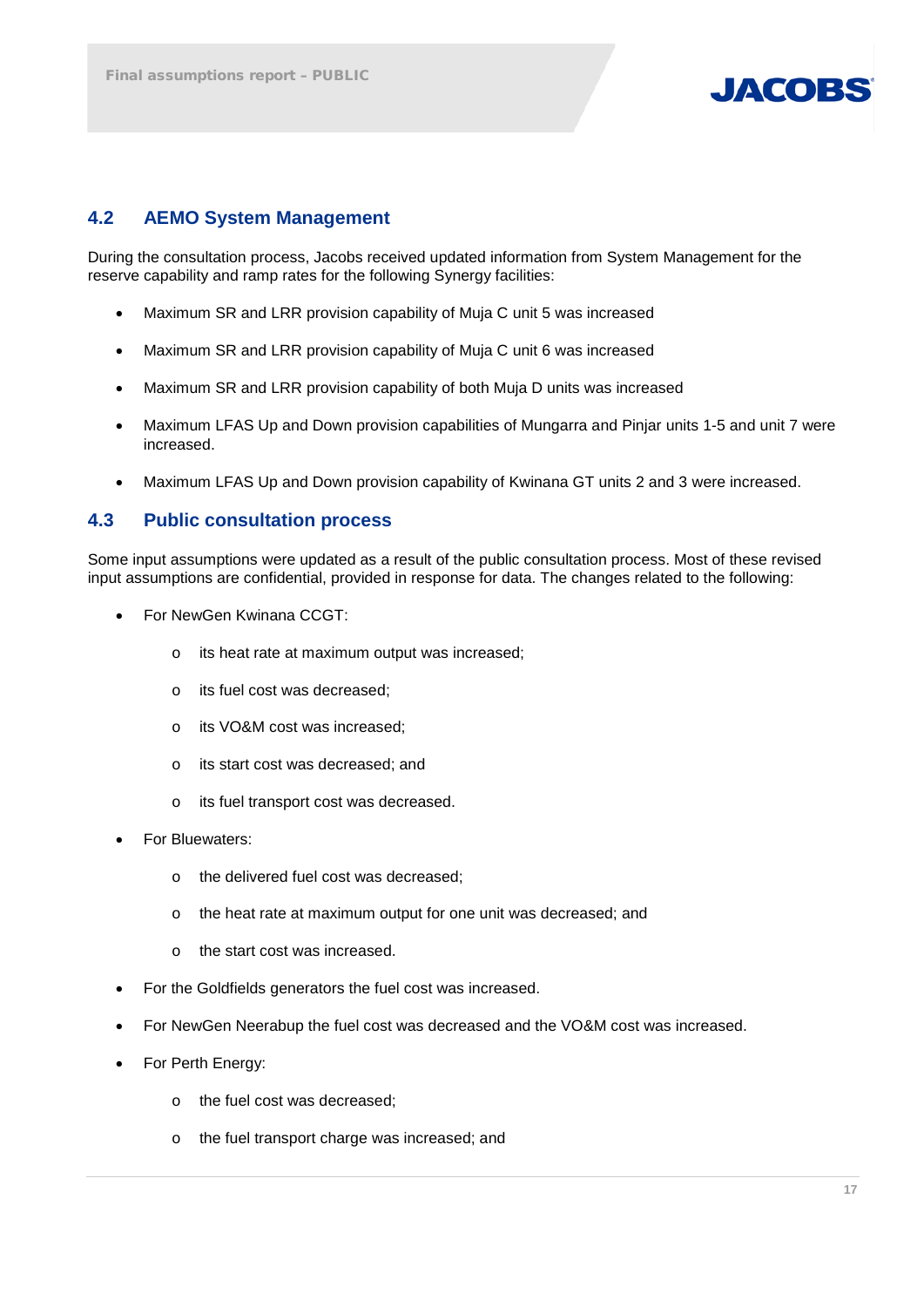## 4.2 AEMO System Management

During the consultation process, Jacobs received updated information from System Management for the reserve capability and ramp rates for the following Synergy facilities:

- Maximum SR and LRR provision capability of Muja C unit 5 was increased
- Maximum SR and LRR provision capability of Muja C unit 6 was increased
- Maximum SR and LRR provision capability of both Muja D units was increased
- Maximum LFAS Up and Down provision capabilities of Mungarra and Pinjar units 1-5 and unit 7 were increased.
- Maximum LFAS Up and Down provision capability of Kwinana GT units 2 and 3 were increased.

## 4.3 Public consultation process

Some input assumptions were updated as a result of the public consultation process. Most of these revised input assumptions are confidential, provided in response for data. The changes related to the following:

- For NewGen Kwinana CCGT:
  - its heat rate at maximum output was increased;
  - its fuel cost was decreased;
  - its VO&M cost was increased;
  - its start cost was decreased; and
  - its fuel transport cost was decreased.
- For Bluewaters:
  - the delivered fuel cost was decreased;
  - the heat rate at maximum output for one unit was decreased; and
  - the start cost was increased.
- For the Goldfields generators the fuel cost was increased.
- For NewGen Neerabup the fuel cost was decreased and the VO&M cost was increased.
- For Perth Energy:
  - the fuel cost was decreased;
  - the fuel transport charge was increased; and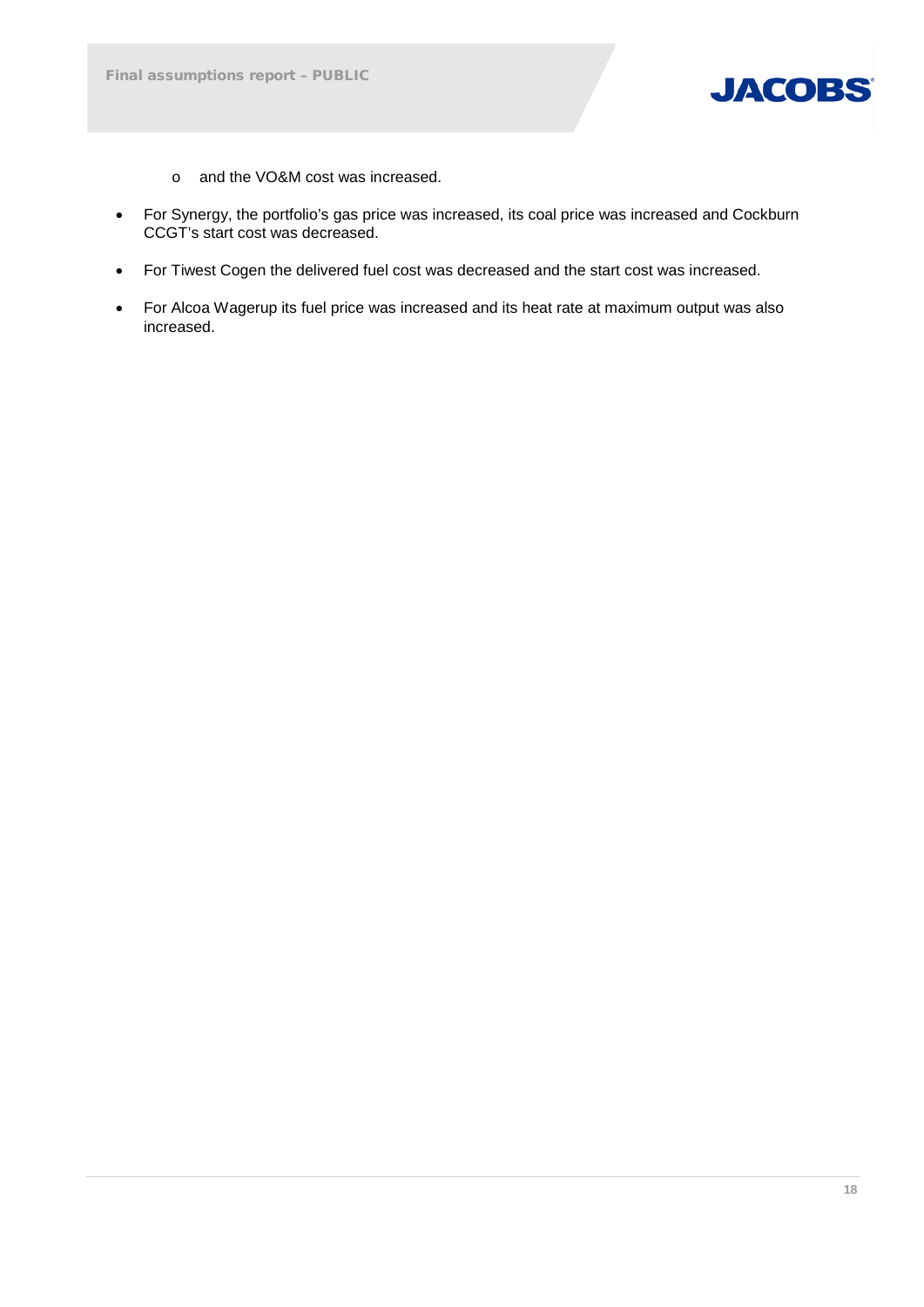- and the VO&M cost was increased.

- For Synergy, the portfolio's gas price was increased, its coal price was increased and Cockburn CCGT's start cost was decreased.
- For Tiwest Cogen the delivered fuel cost was decreased and the start cost was increased.
- For Alcoa Wagerup its fuel price was increased and its heat rate at maximum output was also increased.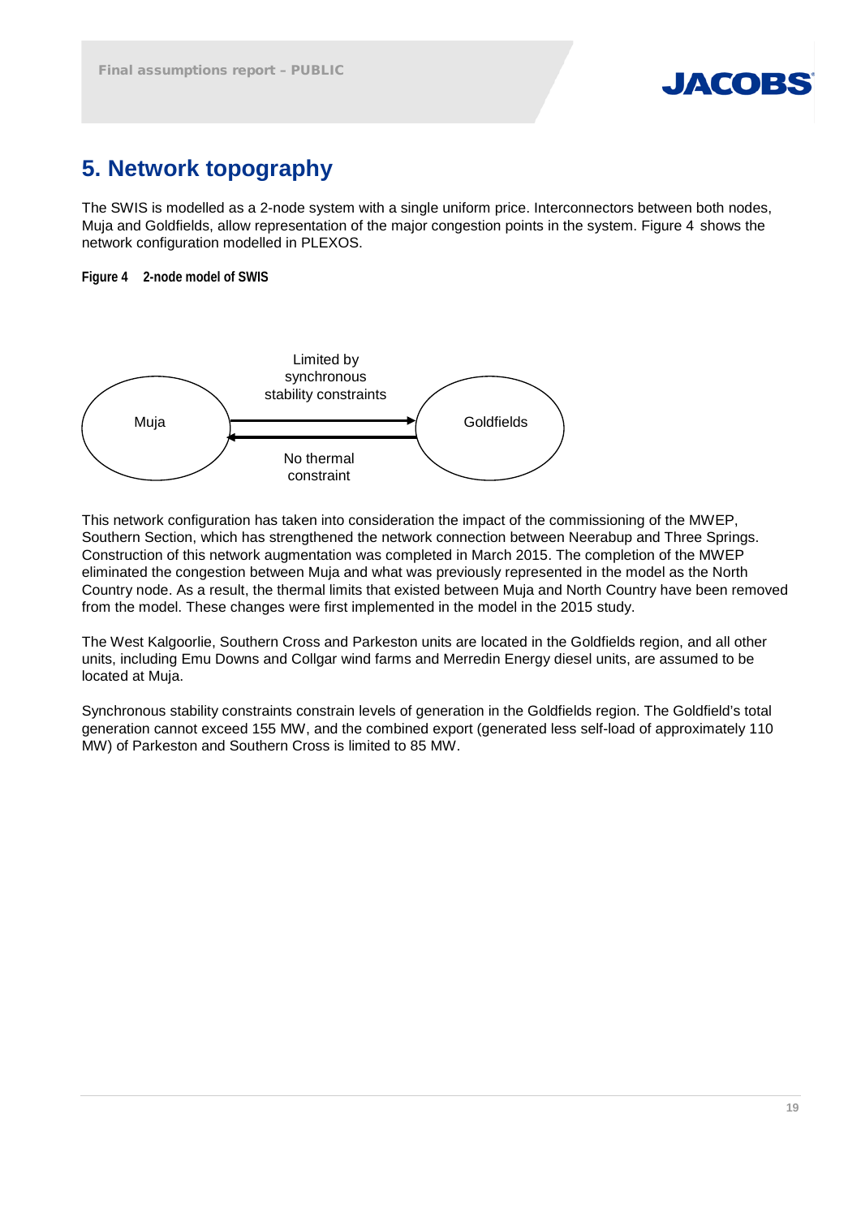# 5. Network topography

The SWIS is modelled as a 2-node system with a single uniform price. Interconnectors between both nodes, Muja and Goldfields, allow representation of the major congestion points in the system. Figure 4 shows the network configuration modelled in PLEXOS.

**Figure 4 2-node model of SWIS**

Limited by synchronous stability constraints

Muja

Goldfields

No thermal constraint

This network configuration has taken into consideration the impact of the commissioning of the MWEP, Southern Section, which has strengthened the network connection between Neerabup and Three Springs. Construction of this network augmentation was completed in March 2015. The completion of the MWEP eliminated the congestion between Muja and what was previously represented in the model as the North Country node. As a result, the thermal limits that existed between Muja and North Country have been removed from the model. These changes were first implemented in the model in the 2015 study.

The West Kalgoorlie, Southern Cross and Parkeston units are located in the Goldfields region, and all other units, including Emu Downs and Collgar wind farms and Merredin Energy diesel units, are assumed to be located at Muja.

Synchronous stability constraints constrain levels of generation in the Goldfields region. The Goldfield's total generation cannot exceed 155 MW, and the combined export (generated less self-load of approximately 110 MW) of Parkeston and Southern Cross is limited to 85 MW.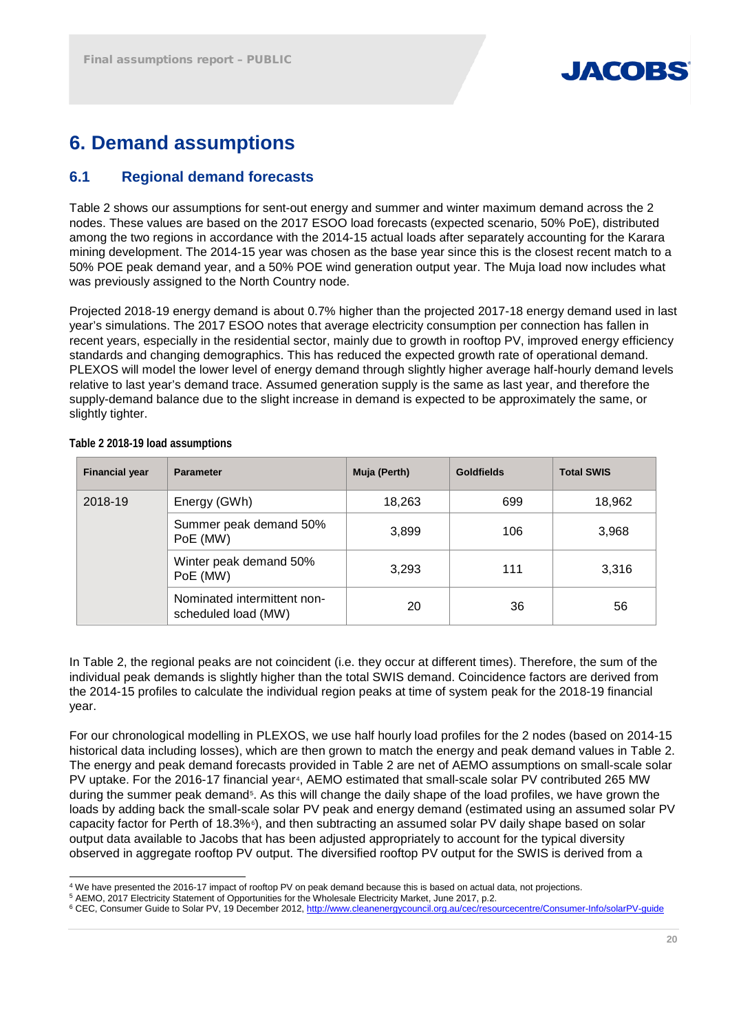# 6. Demand assumptions

## 6.1 Regional demand forecasts

Table 2 shows our assumptions for sent-out energy and summer and winter maximum demand across the 2 nodes. These values are based on the 2017 ESOO load forecasts (expected scenario, 50% PoE), distributed among the two regions in accordance with the 2014-15 actual loads after separately accounting for the Karara mining development. The 2014-15 year was chosen as the base year since this is the closest recent match to a 50% POE peak demand year, and a 50% POE wind generation output year. The Muja load now includes what was previously assigned to the North Country node.

Projected 2018-19 energy demand is about 0.7% higher than the projected 2017-18 energy demand used in last year's simulations. The 2017 ESOO notes that average electricity consumption per connection has fallen in recent years, especially in the residential sector, mainly due to growth in rooftop PV, improved energy efficiency standards and changing demographics. This has reduced the expected growth rate of operational demand. PLEXOS will model the lower level of energy demand through slightly higher average half-hourly demand levels relative to last year's demand trace. Assumed generation supply is the same as last year, and therefore the supply-demand balance due to the slight increase in demand is expected to be approximately the same, or slightly tighter.

**Table 2 2018-19 load assumptions**

| Financial year | Parameter | Muja (Perth) | Goldfields | Total SWIS |
|---|---|---|---|---|
| 2018-19 | Energy (GWh) | 18,263 | 699 | 18,962 |
| | Summer peak demand 50% PoE (MW) | 3,899 | 106 | 3,968 |
| | Winter peak demand 50% PoE (MW) | 3,293 | 111 | 3,316 |
| | Nominated intermittent non-scheduled load (MW) | 20 | 36 | 56 |

In Table 2, the regional peaks are not coincident (i.e. they occur at different times). Therefore, the sum of the individual peak demands is slightly higher than the total SWIS demand. Coincidence factors are derived from the 2014-15 profiles to calculate the individual region peaks at time of system peak for the 2018-19 financial year.

For our chronological modelling in PLEXOS, we use half hourly load profiles for the 2 nodes (based on 2014-15 historical data including losses), which are then grown to match the energy and peak demand values in Table 2. The energy and peak demand forecasts provided in Table 2 are net of AEMO assumptions on small-scale solar PV uptake. For the 2016-17 financial year[4], AEMO estimated that small-scale solar PV contributed 265 MW during the summer peak demand[5]. As this will change the daily shape of the load profiles, we have grown the loads by adding back the small-scale solar PV peak and energy demand (estimated using an assumed solar PV capacity factor for Perth of 18.3%[6]), and then subtracting an assumed solar PV daily shape based on solar output data available to Jacobs that has been adjusted appropriately to account for the typical diversity observed in aggregate rooftop PV output. The diversified rooftop PV output for the SWIS is derived from a

[4] We have presented the 2016-17 impact of rooftop PV on peak demand because this is based on actual data, not projections.

[5] AEMO, 2017 Electricity Statement of Opportunities for the Wholesale Electricity Market, June 2017, p.2.

[6] CEC, Consumer Guide to Solar PV, 19 December 2012, http://www.cleanenergycouncil.org.au/cec/resourcecentre/Consumer-Info/solarPV-guide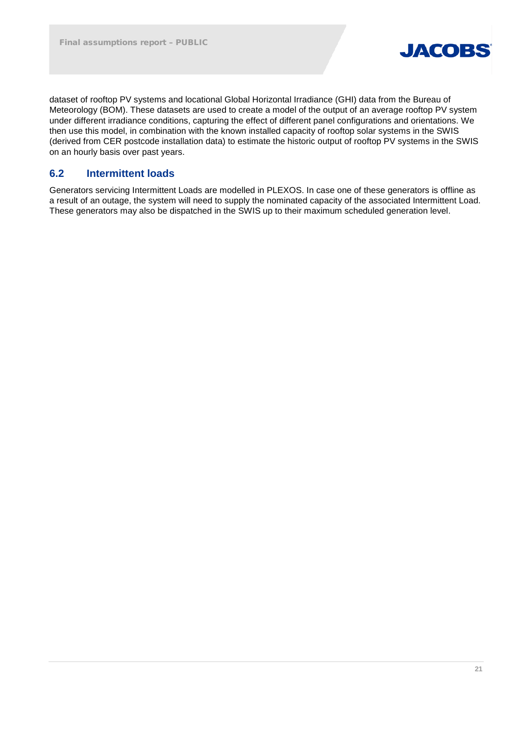dataset of rooftop PV systems and locational Global Horizontal Irradiance (GHI) data from the Bureau of Meteorology (BOM). These datasets are used to create a model of the output of an average rooftop PV system under different irradiance conditions, capturing the effect of different panel configurations and orientations. We then use this model, in combination with the known installed capacity of rooftop solar systems in the SWIS (derived from CER postcode installation data) to estimate the historic output of rooftop PV systems in the SWIS on an hourly basis over past years.

## 6.2 Intermittent loads

Generators servicing Intermittent Loads are modelled in PLEXOS. In case one of these generators is offline as a result of an outage, the system will need to supply the nominated capacity of the associated Intermittent Load. These generators may also be dispatched in the SWIS up to their maximum scheduled generation level.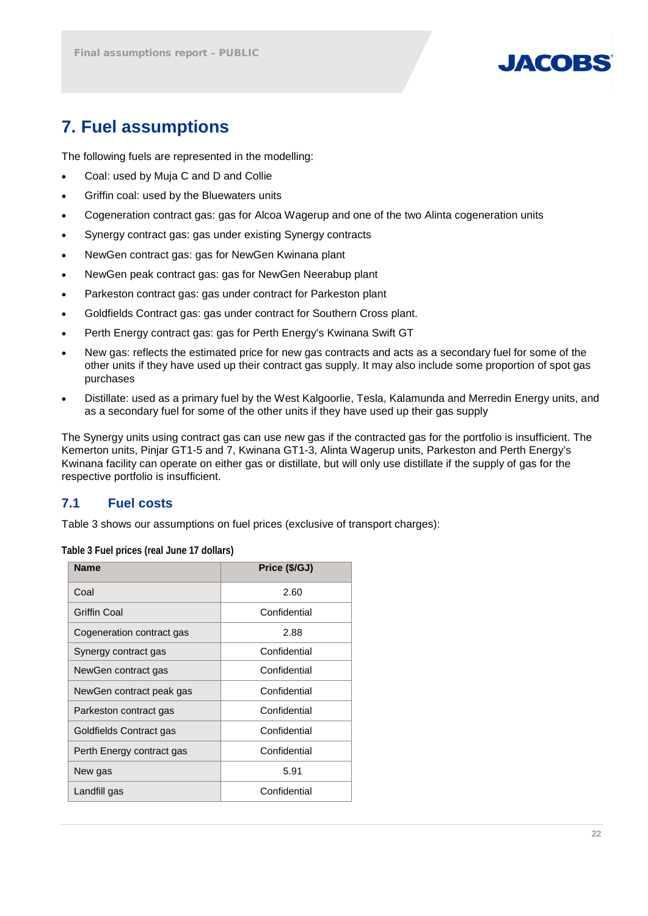# 7. Fuel assumptions

The following fuels are represented in the modelling:

- Coal: used by Muja C and D and Collie
- Griffin coal: used by the Bluewaters units
- Cogeneration contract gas: gas for Alcoa Wagerup and one of the two Alinta cogeneration units
- Synergy contract gas: gas under existing Synergy contracts
- NewGen contract gas: gas for NewGen Kwinana plant
- NewGen peak contract gas: gas for NewGen Neerabup plant
- Parkeston contract gas: gas under contract for Parkeston plant
- Goldfields Contract gas: gas under contract for Southern Cross plant.
- Perth Energy contract gas: gas for Perth Energy's Kwinana Swift GT
- New gas: reflects the estimated price for new gas contracts and acts as a secondary fuel for some of the other units if they have used up their contract gas supply. It may also include some proportion of spot gas purchases
- Distillate: used as a primary fuel by the West Kalgoorlie, Tesla, Kalamunda and Merredin Energy units, and as a secondary fuel for some of the other units if they have used up their gas supply

The Synergy units using contract gas can use new gas if the contracted gas for the portfolio is insufficient. The Kemerton units, Pinjar GT1-5 and 7, Kwinana GT1-3, Alinta Wagerup units, Parkeston and Perth Energy's Kwinana facility can operate on either gas or distillate, but will only use distillate if the supply of gas for the respective portfolio is insufficient.

## 7.1 Fuel costs

Table 3 shows our assumptions on fuel prices (exclusive of transport charges):

**Table 3 Fuel prices (real June 17 dollars)**

| Name | Price ($/GJ) |
|---|---|
| Coal | 2.60 |
| Griffin Coal | Confidential |
| Cogeneration contract gas | 2.88 |
| Synergy contract gas | Confidential |
| NewGen contract gas | Confidential |
| NewGen contract peak gas | Confidential |
| Parkeston contract gas | Confidential |
| Goldfields Contract gas | Confidential |
| Perth Energy contract gas | Confidential |
| New gas | 5.91 |
| Landfill gas | Confidential |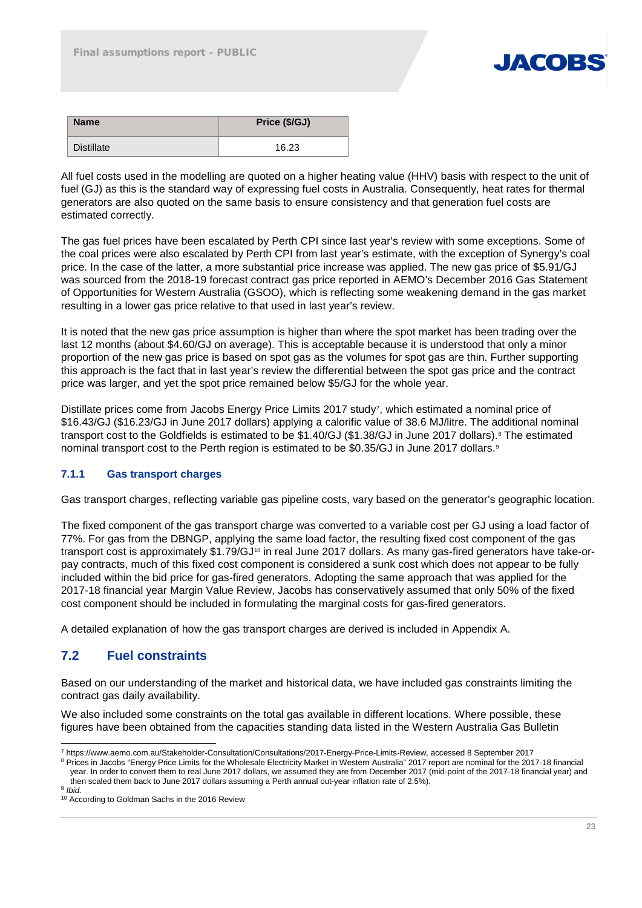| Name | Price ($/GJ) |
|---|---|
| Distillate | 16.23 |

All fuel costs used in the modelling are quoted on a higher heating value (HHV) basis with respect to the unit of fuel (GJ) as this is the standard way of expressing fuel costs in Australia. Consequently, heat rates for thermal generators are also quoted on the same basis to ensure consistency and that generation fuel costs are estimated correctly.

The gas fuel prices have been escalated by Perth CPI since last year's review with some exceptions. Some of the coal prices were also escalated by Perth CPI from last year's estimate, with the exception of Synergy's coal price. In the case of the latter, a more substantial price increase was applied. The new gas price of $5.91/GJ was sourced from the 2018-19 forecast contract gas price reported in AEMO's December 2016 Gas Statement of Opportunities for Western Australia (GSOO), which is reflecting some weakening demand in the gas market resulting in a lower gas price relative to that used in last year's review.

It is noted that the new gas price assumption is higher than where the spot market has been trading over the last 12 months (about $4.60/GJ on average). This is acceptable because it is understood that only a minor proportion of the new gas price is based on spot gas as the volumes for spot gas are thin. Further supporting this approach is the fact that in last year's review the differential between the spot gas price and the contract price was larger, and yet the spot price remained below $5/GJ for the whole year.

Distillate prices come from Jacobs Energy Price Limits 2017 study[7], which estimated a nominal price of $16.43/GJ ($16.23/GJ in June 2017 dollars) applying a calorific value of 38.6 MJ/litre. The additional nominal transport cost to the Goldfields is estimated to be $1.40/GJ ($1.38/GJ in June 2017 dollars).[8] The estimated nominal transport cost to the Perth region is estimated to be $0.35/GJ in June 2017 dollars.[9]

### 7.1.1 Gas transport charges

Gas transport charges, reflecting variable gas pipeline costs, vary based on the generator's geographic location.

The fixed component of the gas transport charge was converted to a variable cost per GJ using a load factor of 77%. For gas from the DBNGP, applying the same load factor, the resulting fixed cost component of the gas transport cost is approximately $1.79/GJ[10] in real June 2017 dollars. As many gas-fired generators have take-or-pay contracts, much of this fixed cost component is considered a sunk cost which does not appear to be fully included within the bid price for gas-fired generators. Adopting the same approach that was applied for the 2017-18 financial year Margin Value Review, Jacobs has conservatively assumed that only 50% of the fixed cost component should be included in formulating the marginal costs for gas-fired generators.

A detailed explanation of how the gas transport charges are derived is included in Appendix A.

## 7.2 Fuel constraints

Based on our understanding of the market and historical data, we have included gas constraints limiting the contract gas daily availability.

We also included some constraints on the total gas available in different locations. Where possible, these figures have been obtained from the capacities standing data listed in the Western Australia Gas Bulletin

[7] https://www.aemo.com.au/Stakeholder-Consultation/Consultations/2017-Energy-Price-Limits-Review, accessed 8 September 2017

[8] Prices in Jacobs "Energy Price Limits for the Wholesale Electricity Market in Western Australia" 2017 report are nominal for the 2017-18 financial year. In order to convert them to real June 2017 dollars, we assumed they are from December 2017 (mid-point of the 2017-18 financial year) and then scaled them back to June 2017 dollars assuming a Perth annual out-year inflation rate of 2.5%).

[9] *Ibid.*

[10] According to Goldman Sachs in the 2016 Review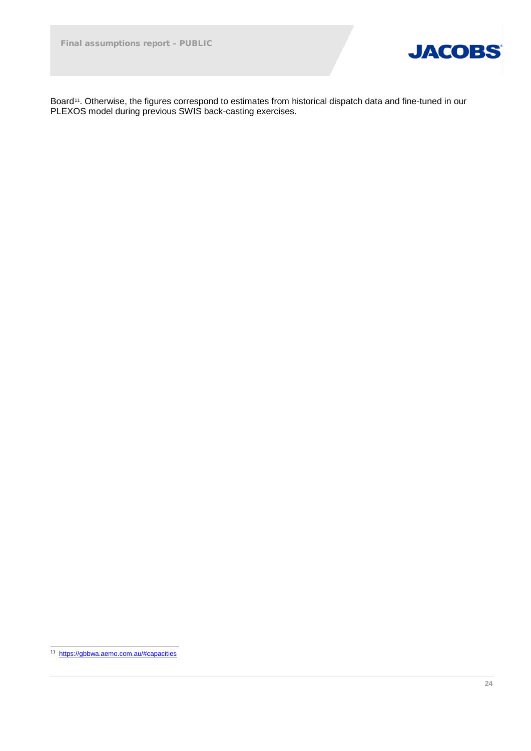Board[11]. Otherwise, the figures correspond to estimates from historical dispatch data and fine-tuned in our PLEXOS model during previous SWIS back-casting exercises.

[11] https://gbbwa.aemo.com.au/#capacities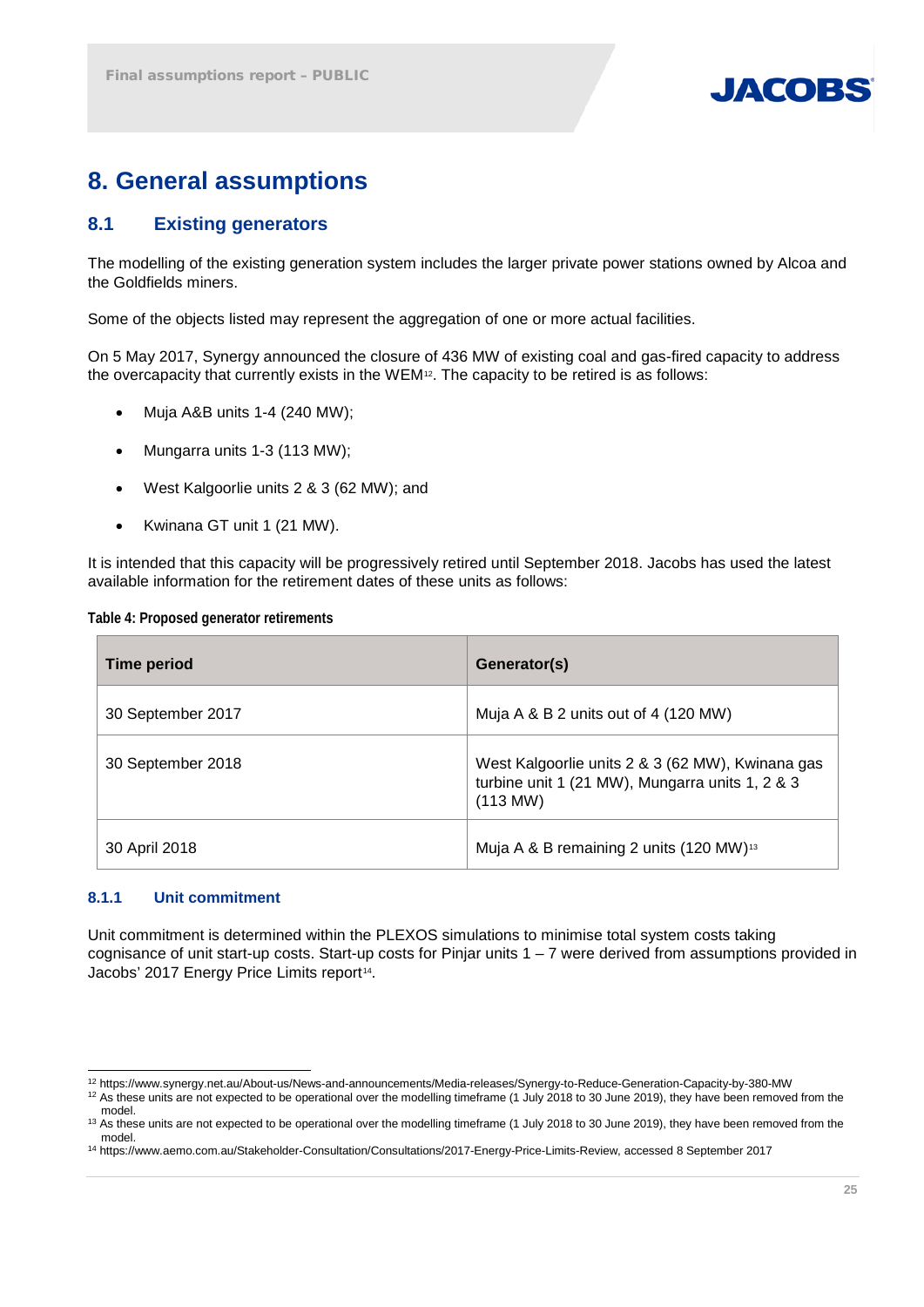# 8. General assumptions

## 8.1 Existing generators

The modelling of the existing generation system includes the larger private power stations owned by Alcoa and the Goldfields miners.

Some of the objects listed may represent the aggregation of one or more actual facilities.

On 5 May 2017, Synergy announced the closure of 436 MW of existing coal and gas-fired capacity to address the overcapacity that currently exists in the WEM[12]. The capacity to be retired is as follows:

- Muja A&B units 1-4 (240 MW);
- Mungarra units 1-3 (113 MW);
- West Kalgoorlie units 2 & 3 (62 MW); and
- Kwinana GT unit 1 (21 MW).

It is intended that this capacity will be progressively retired until September 2018. Jacobs has used the latest available information for the retirement dates of these units as follows:

**Table 4: Proposed generator retirements**

| Time period | Generator(s) |
|---|---|
| 30 September 2017 | Muja A & B 2 units out of 4 (120 MW) |
| 30 September 2018 | West Kalgoorlie units 2 & 3 (62 MW), Kwinana gas turbine unit 1 (21 MW), Mungarra units 1, 2 & 3 (113 MW) |
| 30 April 2018 | Muja A & B remaining 2 units (120 MW)[13] |

### 8.1.1 Unit commitment

Unit commitment is determined within the PLEXOS simulations to minimise total system costs taking cognisance of unit start-up costs. Start-up costs for Pinjar units 1 – 7 were derived from assumptions provided in Jacobs' 2017 Energy Price Limits report[14].

---

[12] https://www.synergy.net.au/About-us/News-and-announcements/Media-releases/Synergy-to-Reduce-Generation-Capacity-by-380-MW

[12] As these units are not expected to be operational over the modelling timeframe (1 July 2018 to 30 June 2019), they have been removed from the model.

[13] As these units are not expected to be operational over the modelling timeframe (1 July 2018 to 30 June 2019), they have been removed from the model.

[14] https://www.aemo.com.au/Stakeholder-Consultation/Consultations/2017-Energy-Price-Limits-Review, accessed 8 September 2017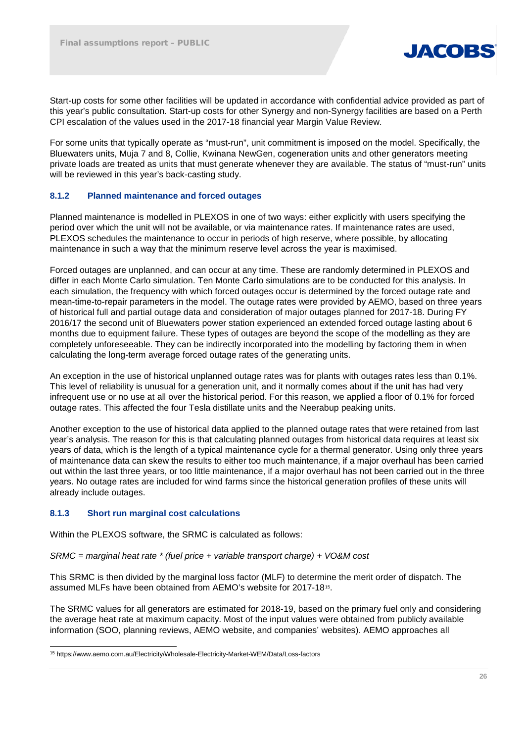Start-up costs for some other facilities will be updated in accordance with confidential advice provided as part of this year's public consultation. Start-up costs for other Synergy and non-Synergy facilities are based on a Perth CPI escalation of the values used in the 2017-18 financial year Margin Value Review.

For some units that typically operate as "must-run", unit commitment is imposed on the model. Specifically, the Bluewaters units, Muja 7 and 8, Collie, Kwinana NewGen, cogeneration units and other generators meeting private loads are treated as units that must generate whenever they are available. The status of "must-run" units will be reviewed in this year's back-casting study.

### 8.1.2 Planned maintenance and forced outages

Planned maintenance is modelled in PLEXOS in one of two ways: either explicitly with users specifying the period over which the unit will not be available, or via maintenance rates. If maintenance rates are used, PLEXOS schedules the maintenance to occur in periods of high reserve, where possible, by allocating maintenance in such a way that the minimum reserve level across the year is maximised.

Forced outages are unplanned, and can occur at any time. These are randomly determined in PLEXOS and differ in each Monte Carlo simulation. Ten Monte Carlo simulations are to be conducted for this analysis. In each simulation, the frequency with which forced outages occur is determined by the forced outage rate and mean-time-to-repair parameters in the model. The outage rates were provided by AEMO, based on three years of historical full and partial outage data and consideration of major outages planned for 2017-18. During FY 2016/17 the second unit of Bluewaters power station experienced an extended forced outage lasting about 6 months due to equipment failure. These types of outages are beyond the scope of the modelling as they are completely unforeseeable. They can be indirectly incorporated into the modelling by factoring them in when calculating the long-term average forced outage rates of the generating units.

An exception in the use of historical unplanned outage rates was for plants with outages rates less than 0.1%. This level of reliability is unusual for a generation unit, and it normally comes about if the unit has had very infrequent use or no use at all over the historical period. For this reason, we applied a floor of 0.1% for forced outage rates. This affected the four Tesla distillate units and the Neerabup peaking units.

Another exception to the use of historical data applied to the planned outage rates that were retained from last year's analysis. The reason for this is that calculating planned outages from historical data requires at least six years of data, which is the length of a typical maintenance cycle for a thermal generator. Using only three years of maintenance data can skew the results to either too much maintenance, if a major overhaul has been carried out within the last three years, or too little maintenance, if a major overhaul has not been carried out in the three years. No outage rates are included for wind farms since the historical generation profiles of these units will already include outages.

### 8.1.3 Short run marginal cost calculations

Within the PLEXOS software, the SRMC is calculated as follows:

*SRMC = marginal heat rate * (fuel price + variable transport charge) + VO&M cost*

This SRMC is then divided by the marginal loss factor (MLF) to determine the merit order of dispatch. The assumed MLFs have been obtained from AEMO's website for 2017-18[15].

The SRMC values for all generators are estimated for 2018-19, based on the primary fuel only and considering the average heat rate at maximum capacity. Most of the input values were obtained from publicly available information (SOO, planning reviews, AEMO website, and companies' websites). AEMO approaches all

[15] https://www.aemo.com.au/Electricity/Wholesale-Electricity-Market-WEM/Data/Loss-factors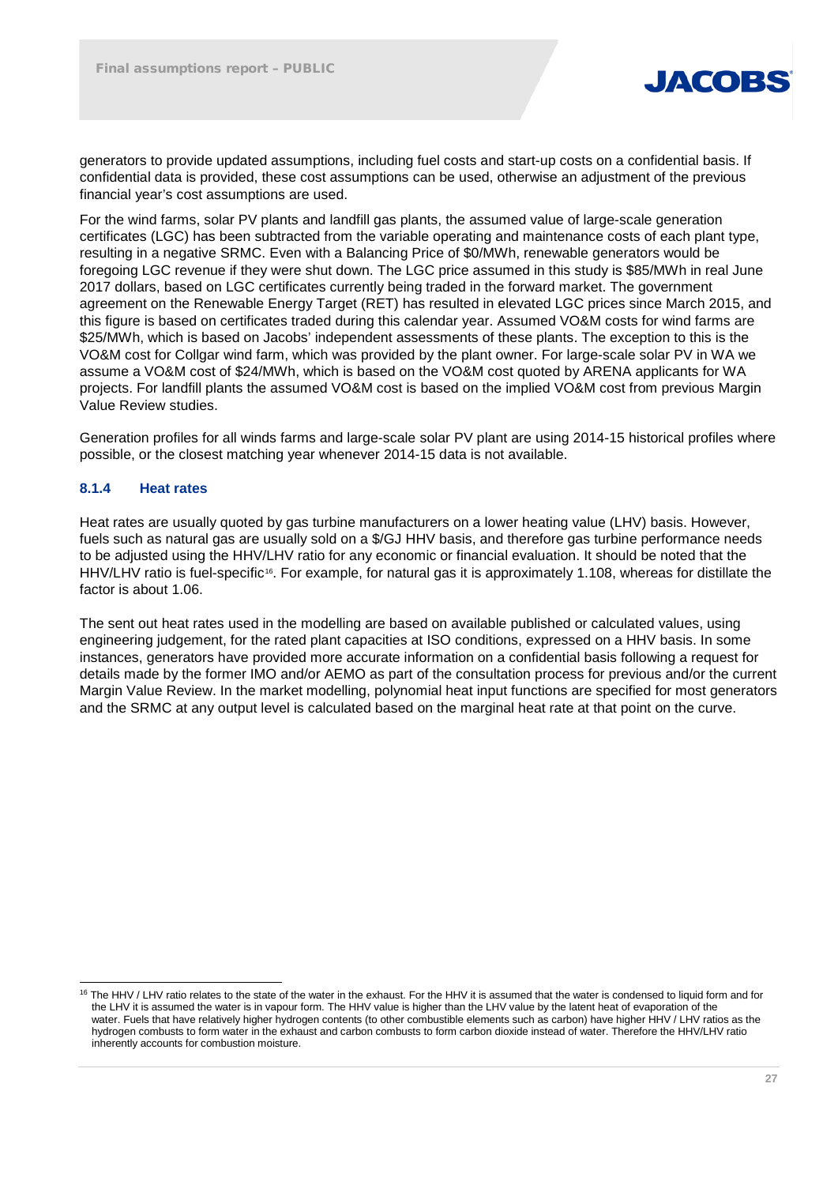generators to provide updated assumptions, including fuel costs and start-up costs on a confidential basis. If confidential data is provided, these cost assumptions can be used, otherwise an adjustment of the previous financial year's cost assumptions are used.

For the wind farms, solar PV plants and landfill gas plants, the assumed value of large-scale generation certificates (LGC) has been subtracted from the variable operating and maintenance costs of each plant type, resulting in a negative SRMC. Even with a Balancing Price of $0/MWh, renewable generators would be foregoing LGC revenue if they were shut down. The LGC price assumed in this study is $85/MWh in real June 2017 dollars, based on LGC certificates currently being traded in the forward market. The government agreement on the Renewable Energy Target (RET) has resulted in elevated LGC prices since March 2015, and this figure is based on certificates traded during this calendar year. Assumed VO&M costs for wind farms are $25/MWh, which is based on Jacobs' independent assessments of these plants. The exception to this is the VO&M cost for Collgar wind farm, which was provided by the plant owner. For large-scale solar PV in WA we assume a VO&M cost of $24/MWh, which is based on the VO&M cost quoted by ARENA applicants for WA projects. For landfill plants the assumed VO&M cost is based on the implied VO&M cost from previous Margin Value Review studies.

Generation profiles for all winds farms and large-scale solar PV plant are using 2014-15 historical profiles where possible, or the closest matching year whenever 2014-15 data is not available.

### 8.1.4 Heat rates

Heat rates are usually quoted by gas turbine manufacturers on a lower heating value (LHV) basis. However, fuels such as natural gas are usually sold on a $/GJ HHV basis, and therefore gas turbine performance needs to be adjusted using the HHV/LHV ratio for any economic or financial evaluation. It should be noted that the HHV/LHV ratio is fuel-specific[16]. For example, for natural gas it is approximately 1.108, whereas for distillate the factor is about 1.06.

The sent out heat rates used in the modelling are based on available published or calculated values, using engineering judgement, for the rated plant capacities at ISO conditions, expressed on a HHV basis. In some instances, generators have provided more accurate information on a confidential basis following a request for details made by the former IMO and/or AEMO as part of the consultation process for previous and/or the current Margin Value Review. In the market modelling, polynomial heat input functions are specified for most generators and the SRMC at any output level is calculated based on the marginal heat rate at that point on the curve.

[16] The HHV / LHV ratio relates to the state of the water in the exhaust. For the HHV it is assumed that the water is condensed to liquid form and for the LHV it is assumed the water is in vapour form. The HHV value is higher than the LHV value by the latent heat of evaporation of the water. Fuels that have relatively higher hydrogen contents (to other combustible elements such as carbon) have higher HHV / LHV ratios as the hydrogen combusts to form water in the exhaust and carbon combusts to form carbon dioxide instead of water. Therefore the HHV/LHV ratio inherently accounts for combustion moisture.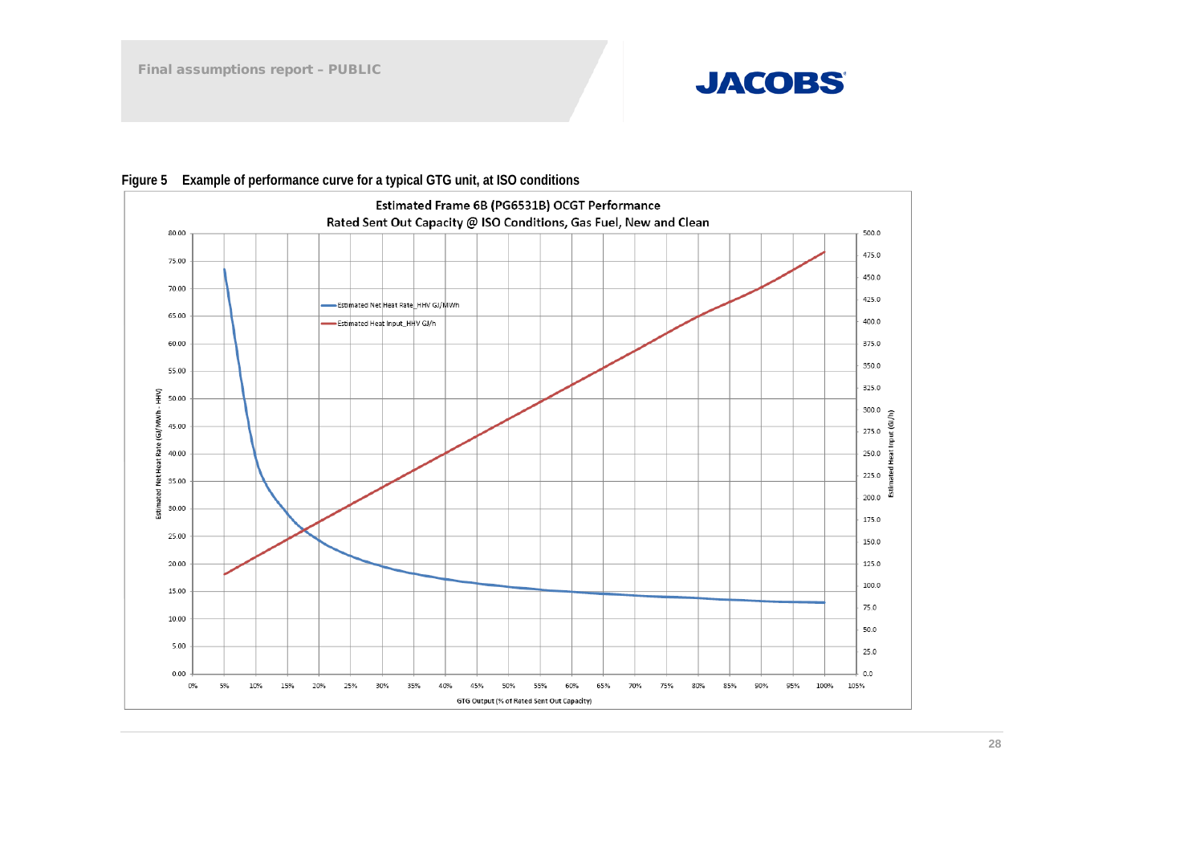Figure 5 Example of performance curve for a typical GTG unit, at ISO conditions

Estimated Frame 6B (PG6531B) OCGT Performance

Rated Sent Out Capacity @ ISO Conditions, Gas Fuel, New and Clean

Estimated Net Heat Rate_HHV GJ/MWh

Estimated Heat Input_HHV GJ/h

Estimated Net Heat Rate (GJ/MWh - HHV)

80.00
75.00
70.00
65.00
60.00
55.00
50.00
45.00
40.00
35.00
30.00
25.00
20.00
15.00
10.00
5.00
0.00

Estimated Heat Input (GJ/h)

500.0
475.0
450.0
425.0
400.0
375.0
350.0
325.0
300.0
275.0
250.0
225.0
200.0
175.0
150.0
125.0
100.0
75.0
50.0
25.0
0.0

GTG Output (% of Rated Sent Out Capacity)

0% 5% 10% 15% 20% 25% 30% 35% 40% 45% 50% 55% 60% 65% 70% 75% 80% 85% 90% 95% 100% 105%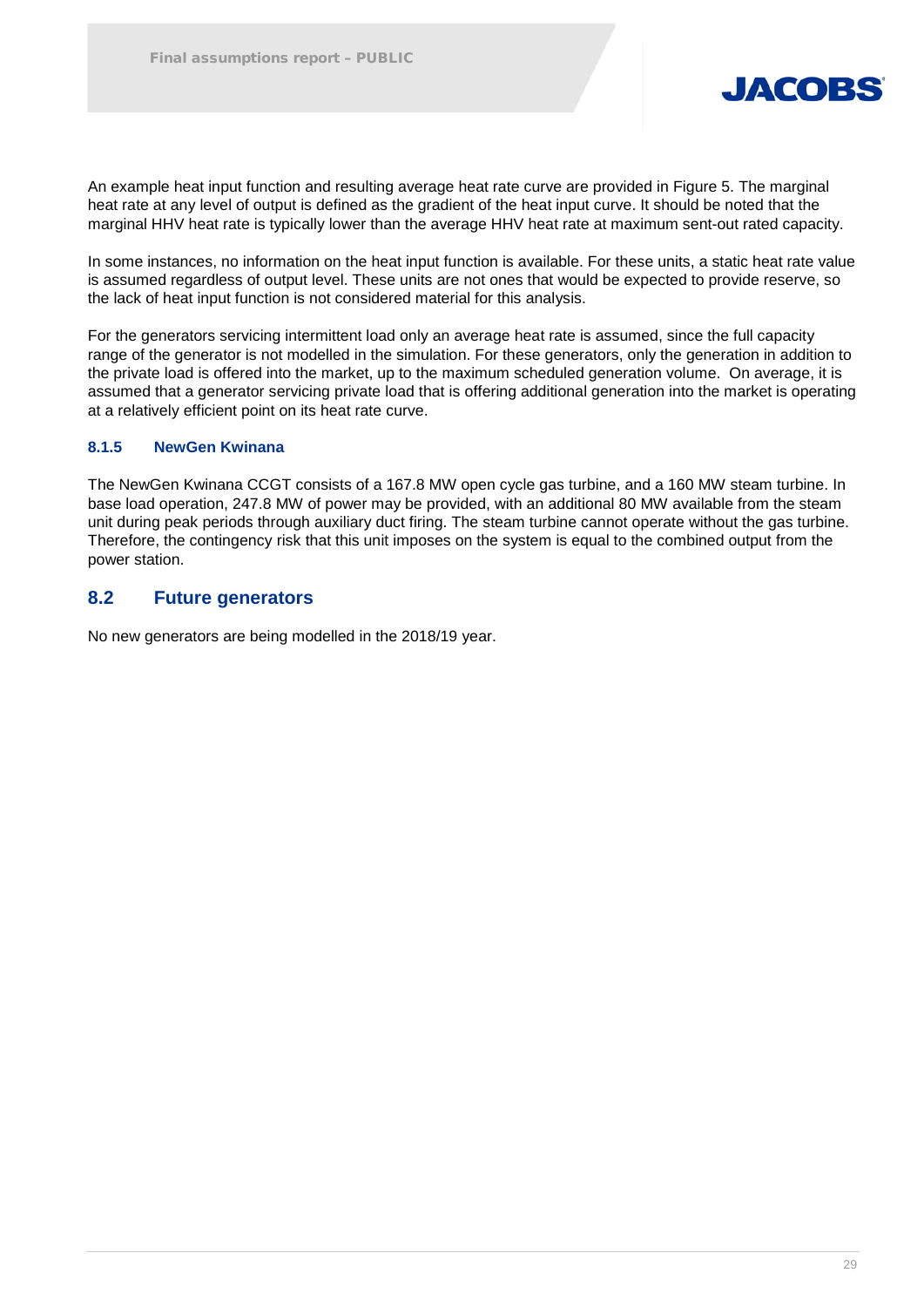An example heat input function and resulting average heat rate curve are provided in Figure 5. The marginal heat rate at any level of output is defined as the gradient of the heat input curve. It should be noted that the marginal HHV heat rate is typically lower than the average HHV heat rate at maximum sent-out rated capacity.

In some instances, no information on the heat input function is available. For these units, a static heat rate value is assumed regardless of output level. These units are not ones that would be expected to provide reserve, so the lack of heat input function is not considered material for this analysis.

For the generators servicing intermittent load only an average heat rate is assumed, since the full capacity range of the generator is not modelled in the simulation. For these generators, only the generation in addition to the private load is offered into the market, up to the maximum scheduled generation volume. On average, it is assumed that a generator servicing private load that is offering additional generation into the market is operating at a relatively efficient point on its heat rate curve.

### 8.1.5 NewGen Kwinana

The NewGen Kwinana CCGT consists of a 167.8 MW open cycle gas turbine, and a 160 MW steam turbine. In base load operation, 247.8 MW of power may be provided, with an additional 80 MW available from the steam unit during peak periods through auxiliary duct firing. The steam turbine cannot operate without the gas turbine. Therefore, the contingency risk that this unit imposes on the system is equal to the combined output from the power station.

## 8.2 Future generators

No new generators are being modelled in the 2018/19 year.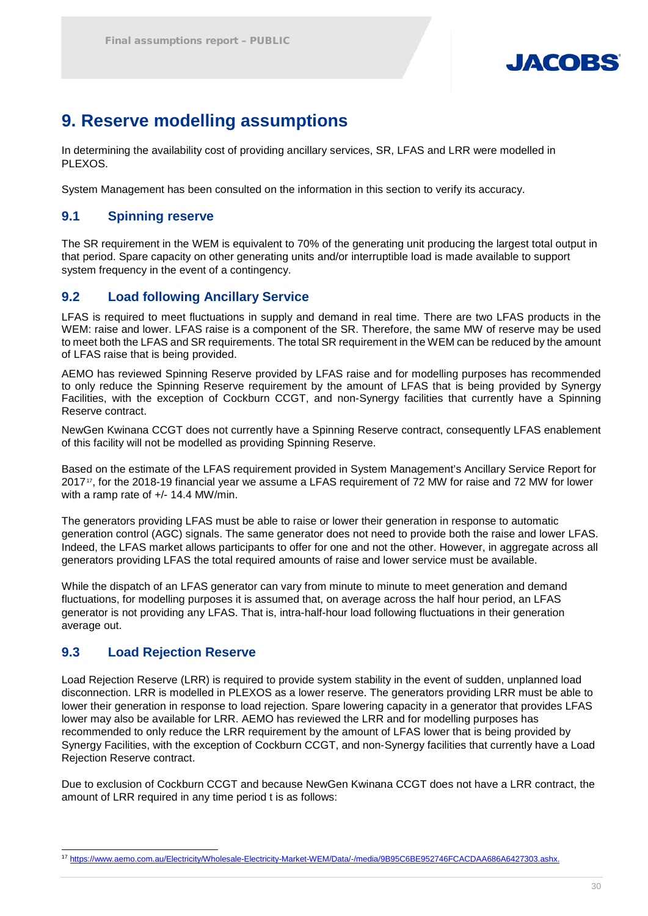# 9. Reserve modelling assumptions

In determining the availability cost of providing ancillary services, SR, LFAS and LRR were modelled in PLEXOS.

System Management has been consulted on the information in this section to verify its accuracy.

## 9.1 Spinning reserve

The SR requirement in the WEM is equivalent to 70% of the generating unit producing the largest total output in that period. Spare capacity on other generating units and/or interruptible load is made available to support system frequency in the event of a contingency.

## 9.2 Load following Ancillary Service

LFAS is required to meet fluctuations in supply and demand in real time. There are two LFAS products in the WEM: raise and lower. LFAS raise is a component of the SR. Therefore, the same MW of reserve may be used to meet both the LFAS and SR requirements. The total SR requirement in the WEM can be reduced by the amount of LFAS raise that is being provided.

AEMO has reviewed Spinning Reserve provided by LFAS raise and for modelling purposes has recommended to only reduce the Spinning Reserve requirement by the amount of LFAS that is being provided by Synergy Facilities, with the exception of Cockburn CCGT, and non-Synergy facilities that currently have a Spinning Reserve contract.

NewGen Kwinana CCGT does not currently have a Spinning Reserve contract, consequently LFAS enablement of this facility will not be modelled as providing Spinning Reserve.

Based on the estimate of the LFAS requirement provided in System Management's Ancillary Service Report for 2017[17], for the 2018-19 financial year we assume a LFAS requirement of 72 MW for raise and 72 MW for lower with a ramp rate of +/- 14.4 MW/min.

The generators providing LFAS must be able to raise or lower their generation in response to automatic generation control (AGC) signals. The same generator does not need to provide both the raise and lower LFAS. Indeed, the LFAS market allows participants to offer for one and not the other. However, in aggregate across all generators providing LFAS the total required amounts of raise and lower service must be available.

While the dispatch of an LFAS generator can vary from minute to minute to meet generation and demand fluctuations, for modelling purposes it is assumed that, on average across the half hour period, an LFAS generator is not providing any LFAS. That is, intra-half-hour load following fluctuations in their generation average out.

## 9.3 Load Rejection Reserve

Load Rejection Reserve (LRR) is required to provide system stability in the event of sudden, unplanned load disconnection. LRR is modelled in PLEXOS as a lower reserve. The generators providing LRR must be able to lower their generation in response to load rejection. Spare lowering capacity in a generator that provides LFAS lower may also be available for LRR. AEMO has reviewed the LRR and for modelling purposes has recommended to only reduce the LRR requirement by the amount of LFAS lower that is being provided by Synergy Facilities, with the exception of Cockburn CCGT, and non-Synergy facilities that currently have a Load Rejection Reserve contract.

Due to exclusion of Cockburn CCGT and because NewGen Kwinana CCGT does not have a LRR contract, the amount of LRR required in any time period t is as follows:

---

[17] https://www.aemo.com.au/Electricity/Wholesale-Electricity-Market-WEM/Data/-/media/9B95C6BE952746FCACDAA686A6427303.ashx.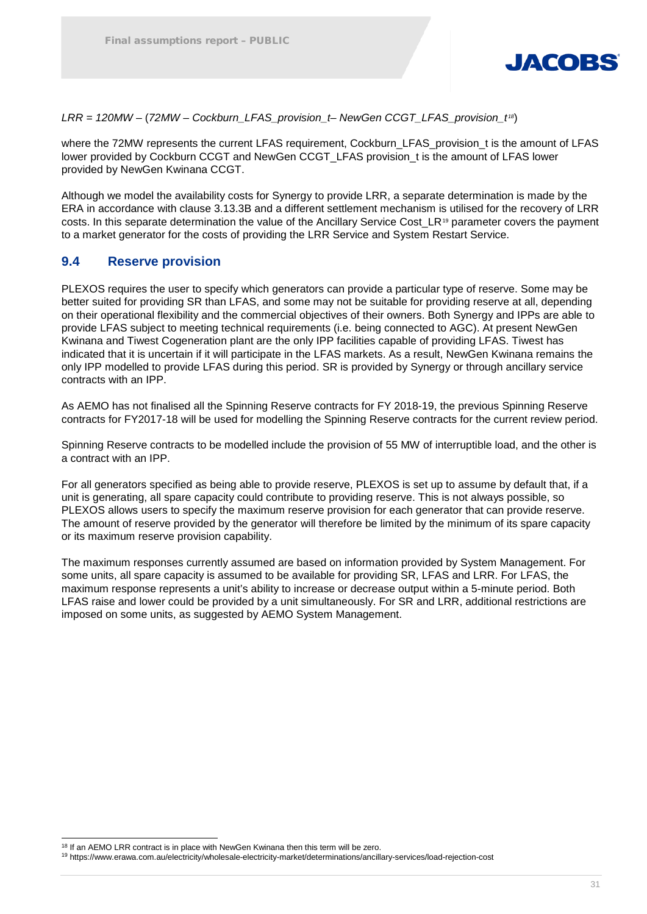$LRR = 120MW – (72MW – Cockburn\_LFAS\_provision\_t – NewGen\ CCGT\_LFAS\_provision\_t$[18])

where the 72MW represents the current LFAS requirement, Cockburn_LFAS_provision_t is the amount of LFAS lower provided by Cockburn CCGT and NewGen CCGT_LFAS provision_t is the amount of LFAS lower provided by NewGen Kwinana CCGT.

Although we model the availability costs for Synergy to provide LRR, a separate determination is made by the ERA in accordance with clause 3.13.3B and a different settlement mechanism is utilised for the recovery of LRR costs. In this separate determination the value of the Ancillary Service Cost_LR[19] parameter covers the payment to a market generator for the costs of providing the LRR Service and System Restart Service.

## 9.4 Reserve provision

PLEXOS requires the user to specify which generators can provide a particular type of reserve. Some may be better suited for providing SR than LFAS, and some may not be suitable for providing reserve at all, depending on their operational flexibility and the commercial objectives of their owners. Both Synergy and IPPs are able to provide LFAS subject to meeting technical requirements (i.e. being connected to AGC). At present NewGen Kwinana and Tiwest Cogeneration plant are the only IPP facilities capable of providing LFAS. Tiwest has indicated that it is uncertain if it will participate in the LFAS markets. As a result, NewGen Kwinana remains the only IPP modelled to provide LFAS during this period. SR is provided by Synergy or through ancillary service contracts with an IPP.

As AEMO has not finalised all the Spinning Reserve contracts for FY 2018-19, the previous Spinning Reserve contracts for FY2017-18 will be used for modelling the Spinning Reserve contracts for the current review period.

Spinning Reserve contracts to be modelled include the provision of 55 MW of interruptible load, and the other is a contract with an IPP.

For all generators specified as being able to provide reserve, PLEXOS is set up to assume by default that, if a unit is generating, all spare capacity could contribute to providing reserve. This is not always possible, so PLEXOS allows users to specify the maximum reserve provision for each generator that can provide reserve. The amount of reserve provided by the generator will therefore be limited by the minimum of its spare capacity or its maximum reserve provision capability.

The maximum responses currently assumed are based on information provided by System Management. For some units, all spare capacity is assumed to be available for providing SR, LFAS and LRR. For LFAS, the maximum response represents a unit's ability to increase or decrease output within a 5-minute period. Both LFAS raise and lower could be provided by a unit simultaneously. For SR and LRR, additional restrictions are imposed on some units, as suggested by AEMO System Management.

---

[18] If an AEMO LRR contract is in place with NewGen Kwinana then this term will be zero.

[19] https://www.erawa.com.au/electricity/wholesale-electricity-market/determinations/ancillary-services/load-rejection-cost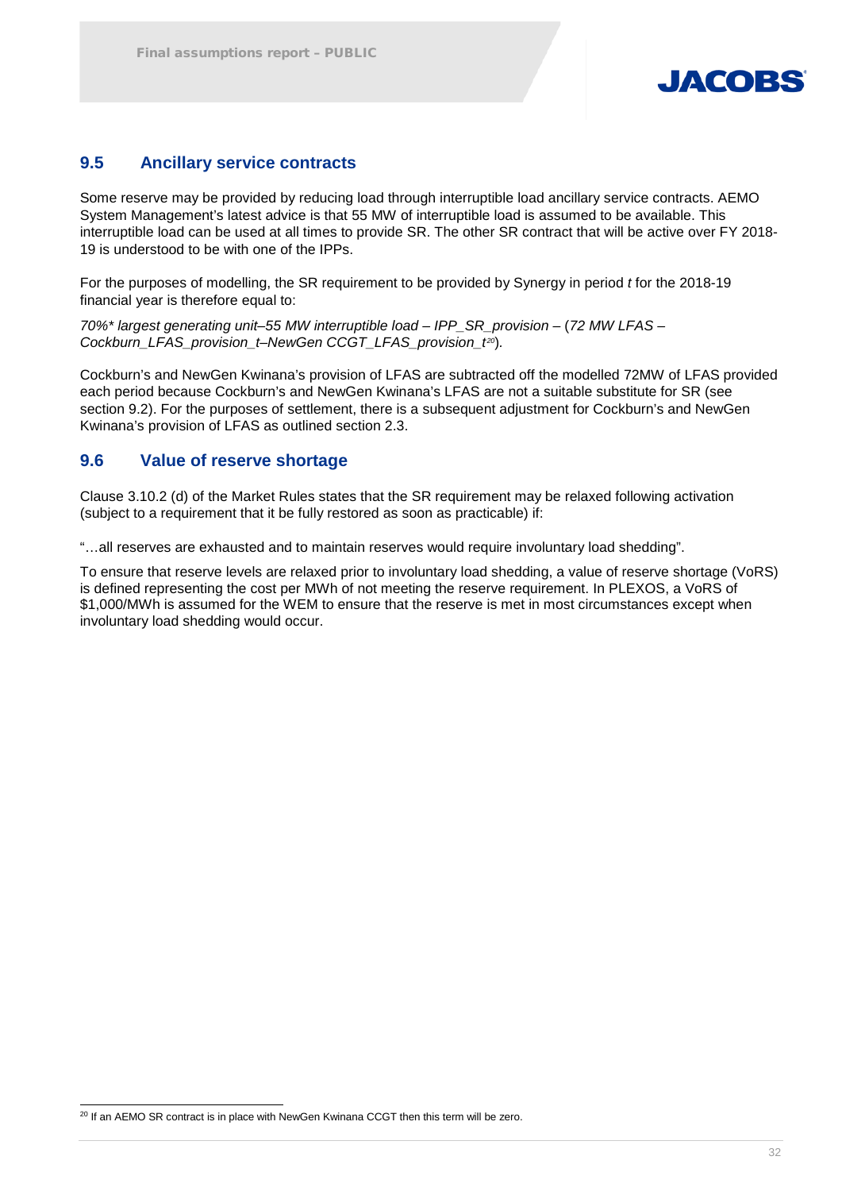## 9.5 Ancillary service contracts

Some reserve may be provided by reducing load through interruptible load ancillary service contracts. AEMO System Management's latest advice is that 55 MW of interruptible load is assumed to be available. This interruptible load can be used at all times to provide SR. The other SR contract that will be active over FY 2018-19 is understood to be with one of the IPPs.

For the purposes of modelling, the SR requirement to be provided by Synergy in period *t* for the 2018-19 financial year is therefore equal to:

*70%\* largest generating unit–55 MW interruptible load – IPP_SR_provision –* (*72 MW LFAS – Cockburn_LFAS_provision_t–NewGen CCGT_LFAS_provision_t*[20]).

Cockburn's and NewGen Kwinana's provision of LFAS are subtracted off the modelled 72MW of LFAS provided each period because Cockburn's and NewGen Kwinana's LFAS are not a suitable substitute for SR (see section 9.2). For the purposes of settlement, there is a subsequent adjustment for Cockburn's and NewGen Kwinana's provision of LFAS as outlined section 2.3.

## 9.6 Value of reserve shortage

Clause 3.10.2 (d) of the Market Rules states that the SR requirement may be relaxed following activation (subject to a requirement that it be fully restored as soon as practicable) if:

"…all reserves are exhausted and to maintain reserves would require involuntary load shedding".

To ensure that reserve levels are relaxed prior to involuntary load shedding, a value of reserve shortage (VoRS) is defined representing the cost per MWh of not meeting the reserve requirement. In PLEXOS, a VoRS of $1,000/MWh is assumed for the WEM to ensure that the reserve is met in most circumstances except when involuntary load shedding would occur.

---

[20] If an AEMO SR contract is in place with NewGen Kwinana CCGT then this term will be zero.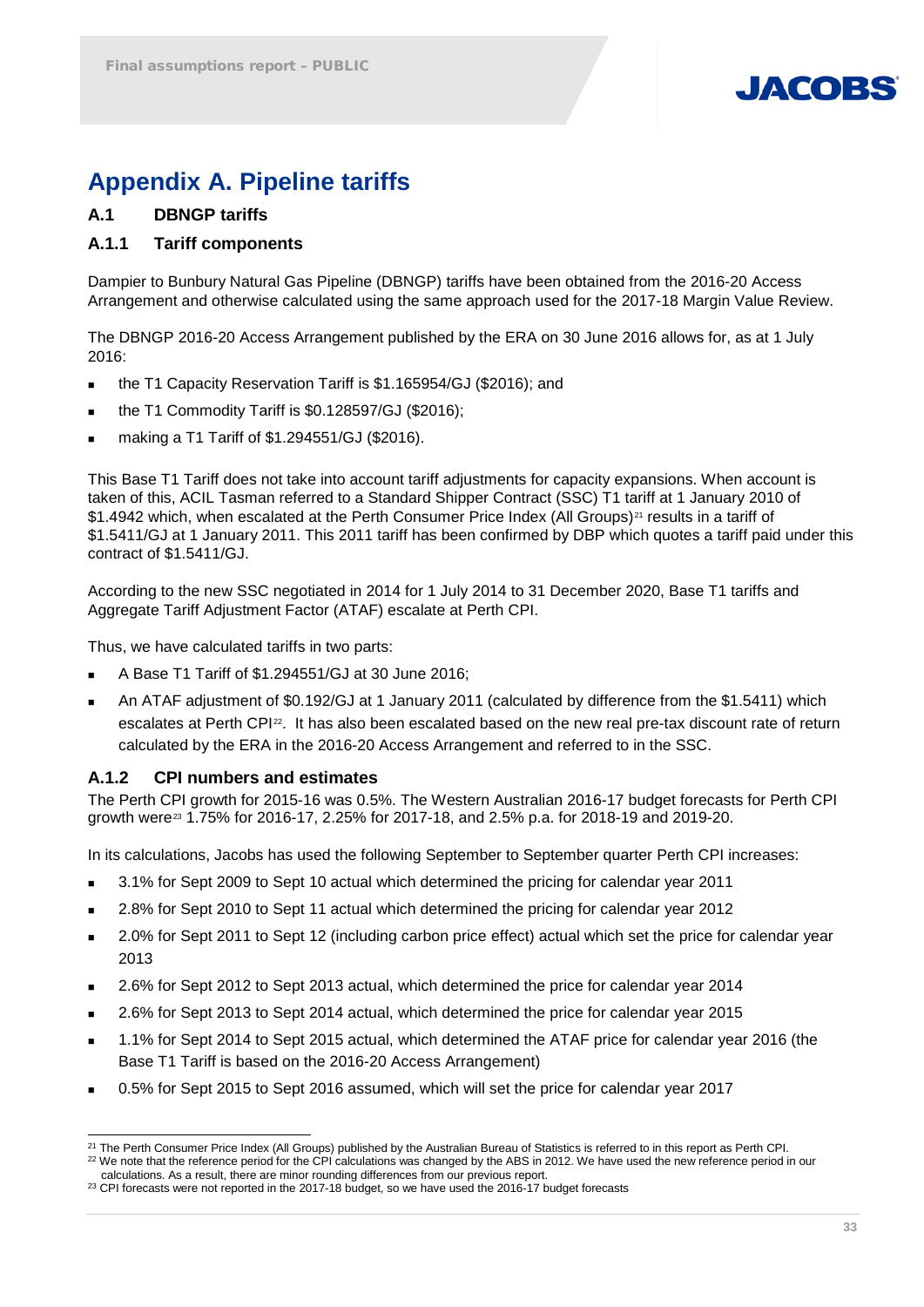# Appendix A. Pipeline tariffs

## A.1 DBNGP tariffs

### A.1.1 Tariff components

Dampier to Bunbury Natural Gas Pipeline (DBNGP) tariffs have been obtained from the 2016-20 Access Arrangement and otherwise calculated using the same approach used for the 2017-18 Margin Value Review.

The DBNGP 2016-20 Access Arrangement published by the ERA on 30 June 2016 allows for, as at 1 July 2016:

- the T1 Capacity Reservation Tariff is $1.165954/GJ ($2016); and
- the T1 Commodity Tariff is $0.128597/GJ ($2016);
- making a T1 Tariff of $1.294551/GJ ($2016).

This Base T1 Tariff does not take into account tariff adjustments for capacity expansions. When account is taken of this, ACIL Tasman referred to a Standard Shipper Contract (SSC) T1 tariff at 1 January 2010 of $1.4942 which, when escalated at the Perth Consumer Price Index (All Groups)[21] results in a tariff of $1.5411/GJ at 1 January 2011. This 2011 tariff has been confirmed by DBP which quotes a tariff paid under this contract of $1.5411/GJ.

According to the new SSC negotiated in 2014 for 1 July 2014 to 31 December 2020, Base T1 tariffs and Aggregate Tariff Adjustment Factor (ATAF) escalate at Perth CPI.

Thus, we have calculated tariffs in two parts:

- A Base T1 Tariff of $1.294551/GJ at 30 June 2016;
- An ATAF adjustment of $0.192/GJ at 1 January 2011 (calculated by difference from the $1.5411) which escalates at Perth CPI[22]. It has also been escalated based on the new real pre-tax discount rate of return calculated by the ERA in the 2016-20 Access Arrangement and referred to in the SSC.

### A.1.2 CPI numbers and estimates

The Perth CPI growth for 2015-16 was 0.5%. The Western Australian 2016-17 budget forecasts for Perth CPI growth were[23] 1.75% for 2016-17, 2.25% for 2017-18, and 2.5% p.a. for 2018-19 and 2019-20.

In its calculations, Jacobs has used the following September to September quarter Perth CPI increases:

- 3.1% for Sept 2009 to Sept 10 actual which determined the pricing for calendar year 2011
- 2.8% for Sept 2010 to Sept 11 actual which determined the pricing for calendar year 2012
- 2.0% for Sept 2011 to Sept 12 (including carbon price effect) actual which set the price for calendar year 2013
- 2.6% for Sept 2012 to Sept 2013 actual, which determined the price for calendar year 2014
- 2.6% for Sept 2013 to Sept 2014 actual, which determined the price for calendar year 2015
- 1.1% for Sept 2014 to Sept 2015 actual, which determined the ATAF price for calendar year 2016 (the Base T1 Tariff is based on the 2016-20 Access Arrangement)
- 0.5% for Sept 2015 to Sept 2016 assumed, which will set the price for calendar year 2017

---

[21] The Perth Consumer Price Index (All Groups) published by the Australian Bureau of Statistics is referred to in this report as Perth CPI.

[22] We note that the reference period for the CPI calculations was changed by the ABS in 2012. We have used the new reference period in our calculations. As a result, there are minor rounding differences from our previous report.

[23] CPI forecasts were not reported in the 2017-18 budget, so we have used the 2016-17 budget forecasts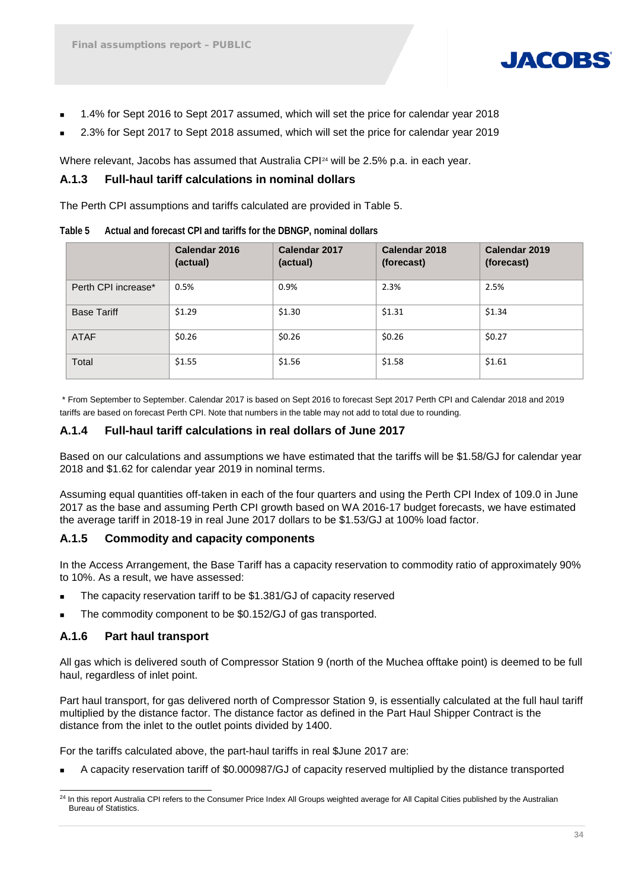- 1.4% for Sept 2016 to Sept 2017 assumed, which will set the price for calendar year 2018
- 2.3% for Sept 2017 to Sept 2018 assumed, which will set the price for calendar year 2019

Where relevant, Jacobs has assumed that Australia CPI[24] will be 2.5% p.a. in each year.

### A.1.3 Full-haul tariff calculations in nominal dollars

The Perth CPI assumptions and tariffs calculated are provided in Table 5.

**Table 5 Actual and forecast CPI and tariffs for the DBNGP, nominal dollars**

| | Calendar 2016 (actual) | Calendar 2017 (actual) | Calendar 2018 (forecast) | Calendar 2019 (forecast) |
|---|---|---|---|---|
| Perth CPI increase* | 0.5% | 0.9% | 2.3% | 2.5% |
| Base Tariff | $1.29 | $1.30 | $1.31 | $1.34 |
| ATAF | $0.26 | $0.26 | $0.26 | $0.27 |
| Total | $1.55 | $1.56 | $1.58 | $1.61 |

\* From September to September. Calendar 2017 is based on Sept 2016 to forecast Sept 2017 Perth CPI and Calendar 2018 and 2019 tariffs are based on forecast Perth CPI. Note that numbers in the table may not add to total due to rounding.

### A.1.4 Full-haul tariff calculations in real dollars of June 2017

Based on our calculations and assumptions we have estimated that the tariffs will be $1.58/GJ for calendar year 2018 and $1.62 for calendar year 2019 in nominal terms.

Assuming equal quantities off-taken in each of the four quarters and using the Perth CPI Index of 109.0 in June 2017 as the base and assuming Perth CPI growth based on WA 2016-17 budget forecasts, we have estimated the average tariff in 2018-19 in real June 2017 dollars to be $1.53/GJ at 100% load factor.

### A.1.5 Commodity and capacity components

In the Access Arrangement, the Base Tariff has a capacity reservation to commodity ratio of approximately 90% to 10%. As a result, we have assessed:

- The capacity reservation tariff to be $1.381/GJ of capacity reserved
- The commodity component to be $0.152/GJ of gas transported.

### A.1.6 Part haul transport

All gas which is delivered south of Compressor Station 9 (north of the Muchea offtake point) is deemed to be full haul, regardless of inlet point.

Part haul transport, for gas delivered north of Compressor Station 9, is essentially calculated at the full haul tariff multiplied by the distance factor. The distance factor as defined in the Part Haul Shipper Contract is the distance from the inlet to the outlet points divided by 1400.

For the tariffs calculated above, the part-haul tariffs in real $June 2017 are:

- A capacity reservation tariff of $0.000987/GJ of capacity reserved multiplied by the distance transported

[24] In this report Australia CPI refers to the Consumer Price Index All Groups weighted average for All Capital Cities published by the Australian Bureau of Statistics.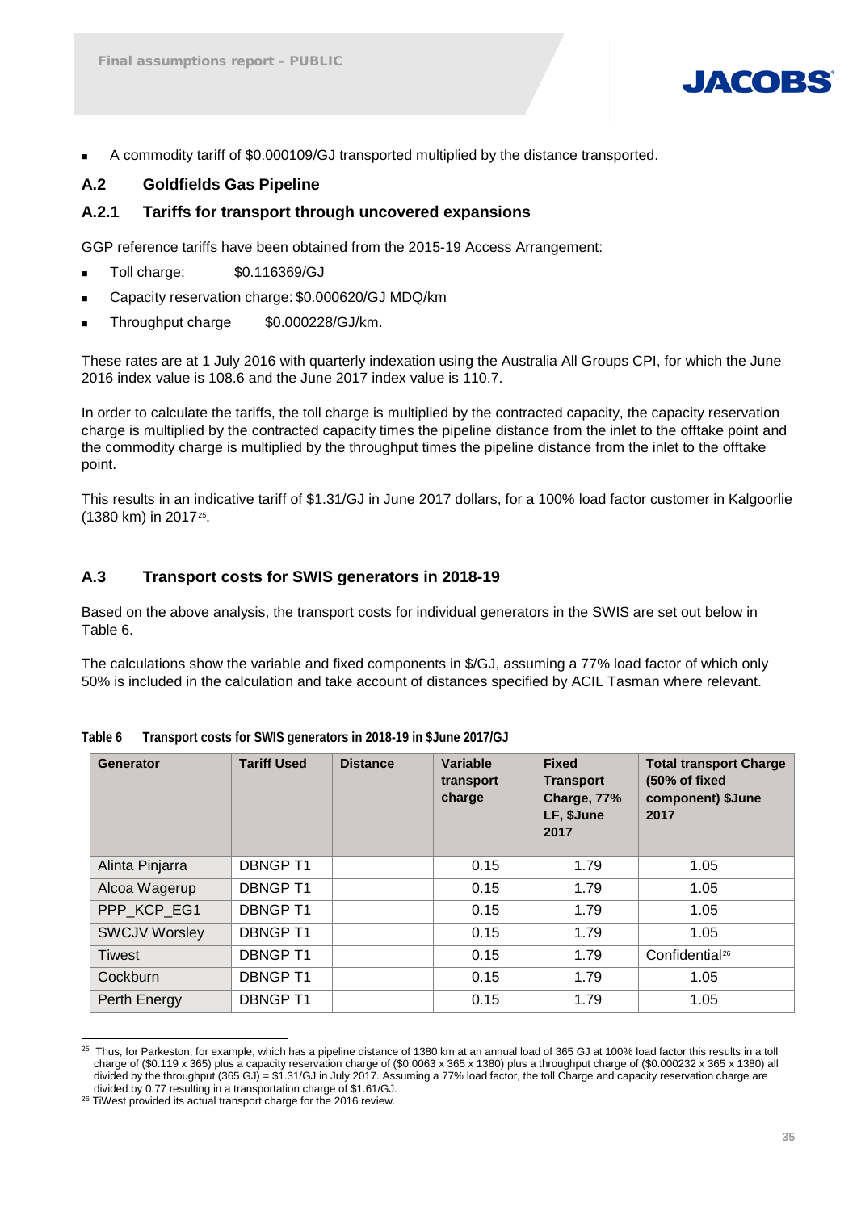- A commodity tariff of $0.000109/GJ transported multiplied by the distance transported.

## A.2 Goldfields Gas Pipeline

### A.2.1 Tariffs for transport through uncovered expansions

GGP reference tariffs have been obtained from the 2015-19 Access Arrangement:

- Toll charge: $0.116369/GJ
- Capacity reservation charge: $0.000620/GJ MDQ/km
- Throughput charge $0.000228/GJ/km.

These rates are at 1 July 2016 with quarterly indexation using the Australia All Groups CPI, for which the June 2016 index value is 108.6 and the June 2017 index value is 110.7.

In order to calculate the tariffs, the toll charge is multiplied by the contracted capacity, the capacity reservation charge is multiplied by the contracted capacity times the pipeline distance from the inlet to the offtake point and the commodity charge is multiplied by the throughput times the pipeline distance from the inlet to the offtake point.

This results in an indicative tariff of $1.31/GJ in June 2017 dollars, for a 100% load factor customer in Kalgoorlie (1380 km) in 2017[25].

## A.3 Transport costs for SWIS generators in 2018-19

Based on the above analysis, the transport costs for individual generators in the SWIS are set out below in Table 6.

The calculations show the variable and fixed components in $/GJ, assuming a 77% load factor of which only 50% is included in the calculation and take account of distances specified by ACIL Tasman where relevant.

**Table 6 Transport costs for SWIS generators in 2018-19 in $June 2017/GJ**

| Generator | Tariff Used | Distance | Variable transport charge | Fixed Transport Charge, 77% LF, $June 2017 | Total transport Charge (50% of fixed component) $June 2017 |
|---|---|---|---|---|---|
| Alinta Pinjarra | DBNGP T1 | | 0.15 | 1.79 | 1.05 |
| Alcoa Wagerup | DBNGP T1 | | 0.15 | 1.79 | 1.05 |
| PPP_KCP_EG1 | DBNGP T1 | | 0.15 | 1.79 | 1.05 |
| SWCJV Worsley | DBNGP T1 | | 0.15 | 1.79 | 1.05 |
| Tiwest | DBNGP T1 | | 0.15 | 1.79 | Confidential[26] |
| Cockburn | DBNGP T1 | | 0.15 | 1.79 | 1.05 |
| Perth Energy | DBNGP T1 | | 0.15 | 1.79 | 1.05 |

[25] Thus, for Parkeston, for example, which has a pipeline distance of 1380 km at an annual load of 365 GJ at 100% load factor this results in a toll charge of ($0.119 x 365) plus a capacity reservation charge of ($0.0063 x 365 x 1380) plus a throughput charge of ($0.000232 x 365 x 1380) all divided by the throughput (365 GJ) = $1.31/GJ in July 2017. Assuming a 77% load factor, the toll Charge and capacity reservation charge are divided by 0.77 resulting in a transportation charge of $1.61/GJ.

[26] TiWest provided its actual transport charge for the 2016 review.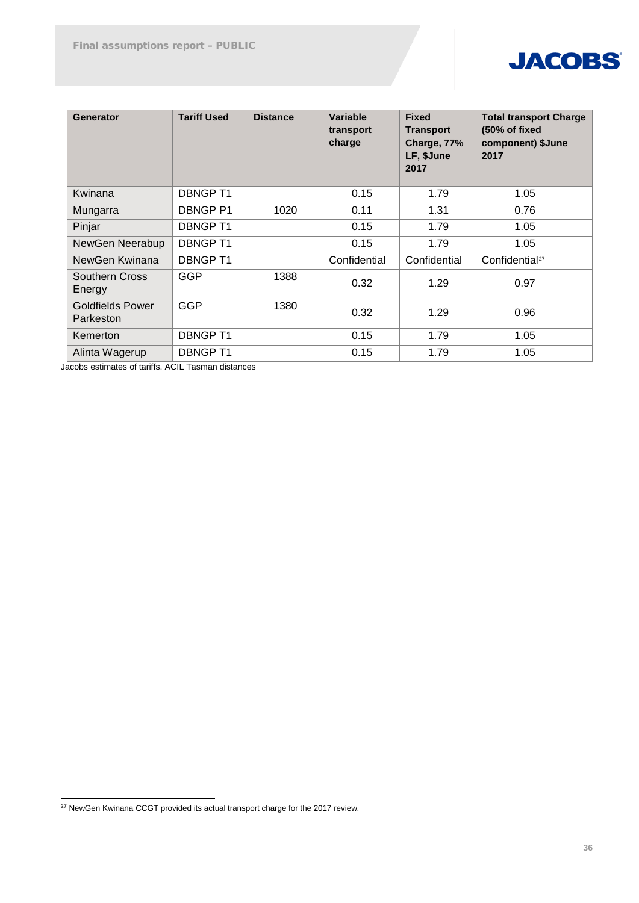| Generator | Tariff Used | Distance | Variable transport charge | Fixed Transport Charge, 77% LF, $June 2017 | Total transport Charge (50% of fixed component) $June 2017 |
|---|---|---|---|---|---|
| Kwinana | DBNGP T1 | | 0.15 | 1.79 | 1.05 |
| Mungarra | DBNGP P1 | 1020 | 0.11 | 1.31 | 0.76 |
| Pinjar | DBNGP T1 | | 0.15 | 1.79 | 1.05 |
| NewGen Neerabup | DBNGP T1 | | 0.15 | 1.79 | 1.05 |
| NewGen Kwinana | DBNGP T1 | | Confidential | Confidential | Confidential[27] |
| Southern Cross Energy | GGP | 1388 | 0.32 | 1.29 | 0.97 |
| Goldfields Power Parkeston | GGP | 1380 | 0.32 | 1.29 | 0.96 |
| Kemerton | DBNGP T1 | | 0.15 | 1.79 | 1.05 |
| Alinta Wagerup | DBNGP T1 | | 0.15 | 1.79 | 1.05 |

Jacobs estimates of tariffs. ACIL Tasman distances

[27] NewGen Kwinana CCGT provided its actual transport charge for the 2017 review.